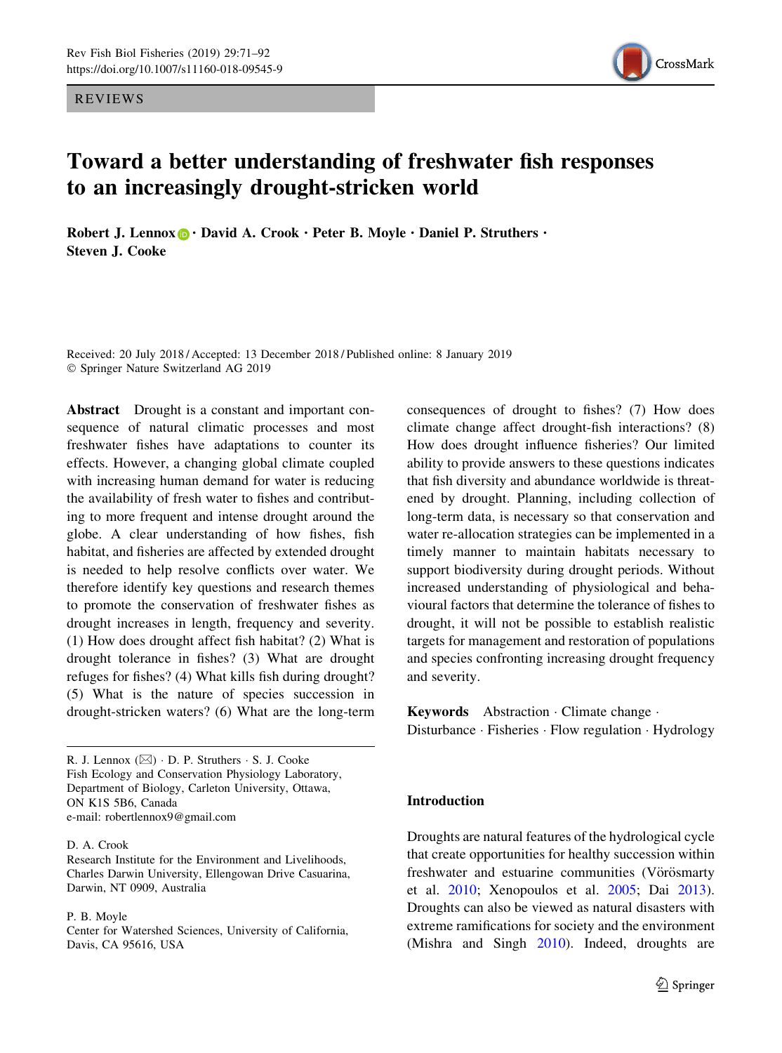REVIEWS

# Toward a better understanding of freshwater fish responses to an increasingly drought-stricken world

**Robert J. Lennox · David A. Crook · Peter B. Moyle · Daniel P. Struthers · Steven J. Cooke**

Received: 20 July 2018 / Accepted: 13 December 2018 / Published online: 8 January 2019
© Springer Nature Switzerland AG 2019

**Abstract** Drought is a constant and important consequence of natural climatic processes and most freshwater fishes have adaptations to counter its effects. However, a changing global climate coupled with increasing human demand for water is reducing the availability of fresh water to fishes and contributing to more frequent and intense drought around the globe. A clear understanding of how fishes, fish habitat, and fisheries are affected by extended drought is needed to help resolve conflicts over water. We therefore identify key questions and research themes to promote the conservation of freshwater fishes as drought increases in length, frequency and severity. (1) How does drought affect fish habitat? (2) What is drought tolerance in fishes? (3) What are drought refuges for fishes? (4) What kills fish during drought? (5) What is the nature of species succession in drought-stricken waters? (6) What are the long-term consequences of drought to fishes? (7) How does climate change affect drought-fish interactions? (8) How does drought influence fisheries? Our limited ability to provide answers to these questions indicates that fish diversity and abundance worldwide is threatened by drought. Planning, including collection of long-term data, is necessary so that conservation and water re-allocation strategies can be implemented in a timely manner to maintain habitats necessary to support biodiversity during drought periods. Without increased understanding of physiological and behavioural factors that determine the tolerance of fishes to drought, it will not be possible to establish realistic targets for management and restoration of populations and species confronting increasing drought frequency and severity.

**Keywords** Abstraction · Climate change · Disturbance · Fisheries · Flow regulation · Hydrology

R. J. Lennox (✉) · D. P. Struthers · S. J. Cooke
Fish Ecology and Conservation Physiology Laboratory, Department of Biology, Carleton University, Ottawa, ON K1S 5B6, Canada
e-mail: robertlennox9@gmail.com

D. A. Crook
Research Institute for the Environment and Livelihoods, Charles Darwin University, Ellengowan Drive Casuarina, Darwin, NT 0909, Australia

P. B. Moyle
Center for Watershed Sciences, University of California, Davis, CA 95616, USA

## Introduction

Droughts are natural features of the hydrological cycle that create opportunities for healthy succession within freshwater and estuarine communities (Vörösmarty et al. 2010; Xenopoulos et al. 2005; Dai 2013). Droughts can also be viewed as natural disasters with extreme ramifications for society and the environment (Mishra and Singh 2010). Indeed, droughts are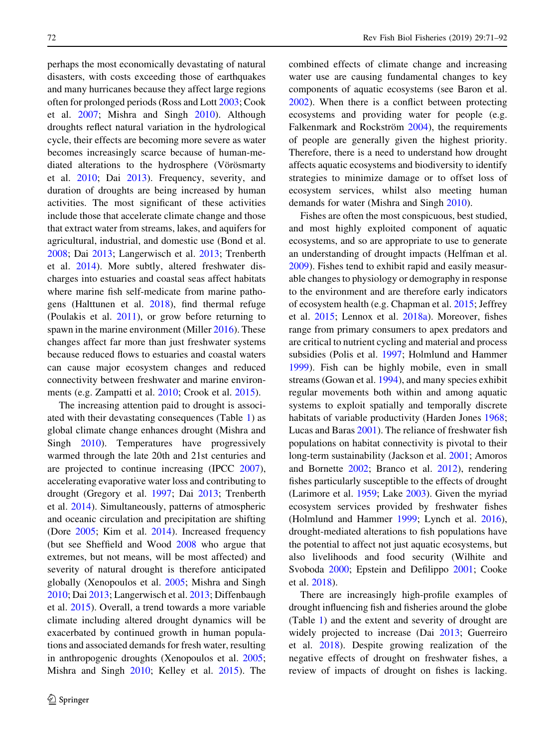perhaps the most economically devastating of natural disasters, with costs exceeding those of earthquakes and many hurricanes because they affect large regions often for prolonged periods (Ross and Lott 2003; Cook et al. 2007; Mishra and Singh 2010). Although droughts reflect natural variation in the hydrological cycle, their effects are becoming more severe as water becomes increasingly scarce because of human-mediated alterations to the hydrosphere (Vörösmarty et al. 2010; Dai 2013). Frequency, severity, and duration of droughts are being increased by human activities. The most significant of these activities include those that accelerate climate change and those that extract water from streams, lakes, and aquifers for agricultural, industrial, and domestic use (Bond et al. 2008; Dai 2013; Langerwisch et al. 2013; Trenberth et al. 2014). More subtly, altered freshwater discharges into estuaries and coastal seas affect habitats where marine fish self-medicate from marine pathogens (Halttunen et al. 2018), find thermal refuge (Poulakis et al. 2011), or grow before returning to spawn in the marine environment (Miller 2016). These changes affect far more than just freshwater systems because reduced flows to estuaries and coastal waters can cause major ecosystem changes and reduced connectivity between freshwater and marine environments (e.g. Zampatti et al. 2010; Crook et al. 2015).

The increasing attention paid to drought is associated with their devastating consequences (Table 1) as global climate change enhances drought (Mishra and Singh 2010). Temperatures have progressively warmed through the late 20th and 21st centuries and are projected to continue increasing (IPCC 2007), accelerating evaporative water loss and contributing to drought (Gregory et al. 1997; Dai 2013; Trenberth et al. 2014). Simultaneously, patterns of atmospheric and oceanic circulation and precipitation are shifting (Dore 2005; Kim et al. 2014). Increased frequency (but see Sheffield and Wood 2008 who argue that extremes, but not means, will be most affected) and severity of natural drought is therefore anticipated globally (Xenopoulos et al. 2005; Mishra and Singh 2010; Dai 2013; Langerwisch et al. 2013; Diffenbaugh et al. 2015). Overall, a trend towards a more variable climate including altered drought dynamics will be exacerbated by continued growth in human populations and associated demands for fresh water, resulting in anthropogenic droughts (Xenopoulos et al. 2005; Mishra and Singh 2010; Kelley et al. 2015). The combined effects of climate change and increasing water use are causing fundamental changes to key components of aquatic ecosystems (see Baron et al. 2002). When there is a conflict between protecting ecosystems and providing water for people (e.g. Falkenmark and Rockström 2004), the requirements of people are generally given the highest priority. Therefore, there is a need to understand how drought affects aquatic ecosystems and biodiversity to identify strategies to minimize damage or to offset loss of ecosystem services, whilst also meeting human demands for water (Mishra and Singh 2010).

Fishes are often the most conspicuous, best studied, and most highly exploited component of aquatic ecosystems, and so are appropriate to use to generate an understanding of drought impacts (Helfman et al. 2009). Fishes tend to exhibit rapid and easily measurable changes to physiology or demography in response to the environment and are therefore early indicators of ecosystem health (e.g. Chapman et al. 2015; Jeffrey et al. 2015; Lennox et al. 2018a). Moreover, fishes range from primary consumers to apex predators and are critical to nutrient cycling and material and process subsidies (Polis et al. 1997; Holmlund and Hammer 1999). Fish can be highly mobile, even in small streams (Gowan et al. 1994), and many species exhibit regular movements both within and among aquatic systems to exploit spatially and temporally discrete habitats of variable productivity (Harden Jones 1968; Lucas and Baras 2001). The reliance of freshwater fish populations on habitat connectivity is pivotal to their long-term sustainability (Jackson et al. 2001; Amoros and Bornette 2002; Branco et al. 2012), rendering fishes particularly susceptible to the effects of drought (Larimore et al. 1959; Lake 2003). Given the myriad ecosystem services provided by freshwater fishes (Holmlund and Hammer 1999; Lynch et al. 2016), drought-mediated alterations to fish populations have the potential to affect not just aquatic ecosystems, but also livelihoods and food security (Wilhite and Svoboda 2000; Epstein and Defilippo 2001; Cooke et al. 2018).

There are increasingly high-profile examples of drought influencing fish and fisheries around the globe (Table 1) and the extent and severity of drought are widely projected to increase (Dai 2013; Guerreiro et al. 2018). Despite growing realization of the negative effects of drought on freshwater fishes, a review of impacts of drought on fishes is lacking.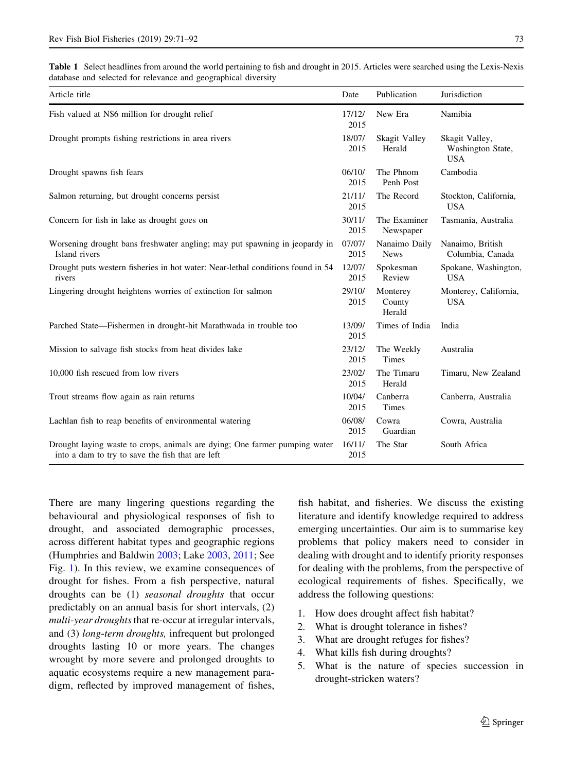**Table 1** Select headlines from around the world pertaining to fish and drought in 2015. Articles were searched using the Lexis-Nexis database and selected for relevance and geographical diversity

| Article title | Date | Publication | Jurisdiction |
|---|---|---|---|
| Fish valued at N$6 million for drought relief | 17/12/2015 | New Era | Namibia |
| Drought prompts fishing restrictions in area rivers | 18/07/2015 | Skagit Valley Herald | Skagit Valley, Washington State, USA |
| Drought spawns fish fears | 06/10/2015 | The Phnom Penh Post | Cambodia |
| Salmon returning, but drought concerns persist | 21/11/2015 | The Record | Stockton, California, USA |
| Concern for fish in lake as drought goes on | 30/11/2015 | The Examiner Newspaper | Tasmania, Australia |
| Worsening drought bans freshwater angling; may put spawning in jeopardy in Island rivers | 07/07/2015 | Nanaimo Daily News | Nanaimo, British Columbia, Canada |
| Drought puts western fisheries in hot water: Near-lethal conditions found in 54 rivers | 12/07/2015 | Spokesman Review | Spokane, Washington, USA |
| Lingering drought heightens worries of extinction for salmon | 29/10/2015 | Monterey County Herald | Monterey, California, USA |
| Parched State—Fishermen in drought-hit Marathwada in trouble too | 13/09/2015 | Times of India | India |
| Mission to salvage fish stocks from heat divides lake | 23/12/2015 | The Weekly Times | Australia |
| 10,000 fish rescued from low rivers | 23/02/2015 | The Timaru Herald | Timaru, New Zealand |
| Trout streams flow again as rain returns | 10/04/2015 | Canberra Times | Canberra, Australia |
| Lachlan fish to reap benefits of environmental watering | 06/08/2015 | Cowra Guardian | Cowra, Australia |
| Drought laying waste to crops, animals are dying; One farmer pumping water into a dam to try to save the fish that are left | 16/11/2015 | The Star | South Africa |

There are many lingering questions regarding the behavioural and physiological responses of fish to drought, and associated demographic processes, across different habitat types and geographic regions (Humphries and Baldwin 2003; Lake 2003, 2011; See Fig. 1). In this review, we examine consequences of drought for fishes. From a fish perspective, natural droughts can be (1) *seasonal droughts* that occur predictably on an annual basis for short intervals, (2) *multi-year droughts* that re-occur at irregular intervals, and (3) *long-term droughts,* infrequent but prolonged droughts lasting 10 or more years. The changes wrought by more severe and prolonged droughts to aquatic ecosystems require a new management paradigm, reflected by improved management of fishes, fish habitat, and fisheries. We discuss the existing literature and identify knowledge required to address emerging uncertainties. Our aim is to summarise key problems that policy makers need to consider in dealing with drought and to identify priority responses for dealing with the problems, from the perspective of ecological requirements of fishes. Specifically, we address the following questions:

1. How does drought affect fish habitat?
2. What is drought tolerance in fishes?
3. What are drought refuges for fishes?
4. What kills fish during droughts?
5. What is the nature of species succession in drought-stricken waters?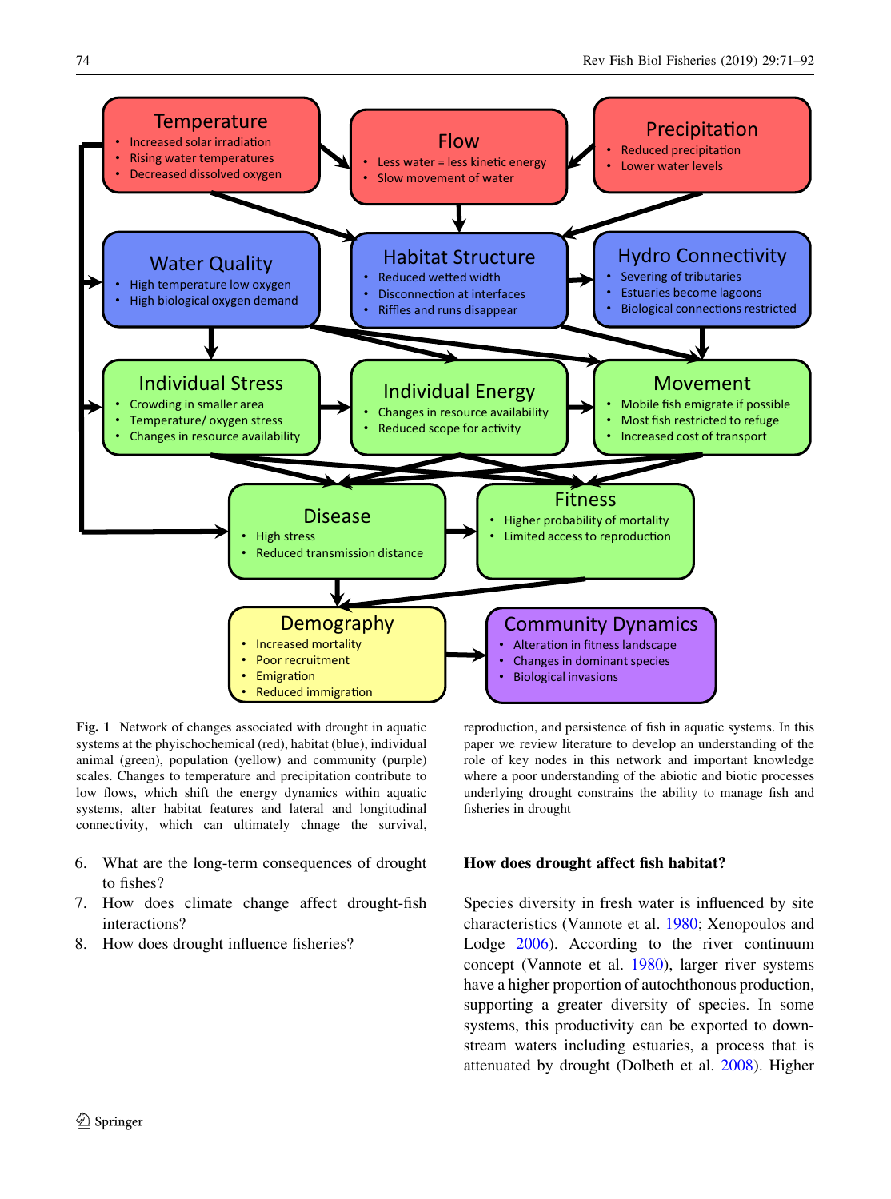**Temperature**
- Increased solar irradiation
- Rising water temperatures
- Decreased dissolved oxygen

**Flow**
- Less water = less kinetic energy
- Slow movement of water

**Precipitation**
- Reduced precipitation
- Lower water levels

**Water Quality**
- High temperature low oxygen
- High biological oxygen demand

**Habitat Structure**
- Reduced wetted width
- Disconnection at interfaces
- Riffles and runs disappear

**Hydro Connectivity**
- Severing of tributaries
- Estuaries become lagoons
- Biological connections restricted

**Individual Stress**
- Crowding in smaller area
- Temperature/ oxygen stress
- Changes in resource availability

**Individual Energy**
- Changes in resource availability
- Reduced scope for activity

**Movement**
- Mobile fish emigrate if possible
- Most fish restricted to refuge
- Increased cost of transport

**Disease**
- High stress
- Reduced transmission distance

**Fitness**
- Higher probability of mortality
- Limited access to reproduction

**Demography**
- Increased mortality
- Poor recruitment
- Emigration
- Reduced immigration

**Community Dynamics**
- Alteration in fitness landscape
- Changes in dominant species
- Biological invasions

**Fig. 1** Network of changes associated with drought in aquatic systems at the phyischochemical (red), habitat (blue), individual animal (green), population (yellow) and community (purple) scales. Changes to temperature and precipitation contribute to low flows, which shift the energy dynamics within aquatic systems, alter habitat features and lateral and longitudinal connectivity, which can ultimately chnage the survival, reproduction, and persistence of fish in aquatic systems. In this paper we review literature to develop an understanding of the role of key nodes in this network and important knowledge where a poor understanding of the abiotic and biotic processes underlying drought constrains the ability to manage fish and fisheries in drought

6. What are the long-term consequences of drought to fishes?
7. How does climate change affect drought-fish interactions?
8. How does drought influence fisheries?

## How does drought affect fish habitat?

Species diversity in fresh water is influenced by site characteristics (Vannote et al. 1980; Xenopoulos and Lodge 2006). According to the river continuum concept (Vannote et al. 1980), larger river systems have a higher proportion of autochthonous production, supporting a greater diversity of species. In some systems, this productivity can be exported to downstream waters including estuaries, a process that is attenuated by drought (Dolbeth et al. 2008). Higher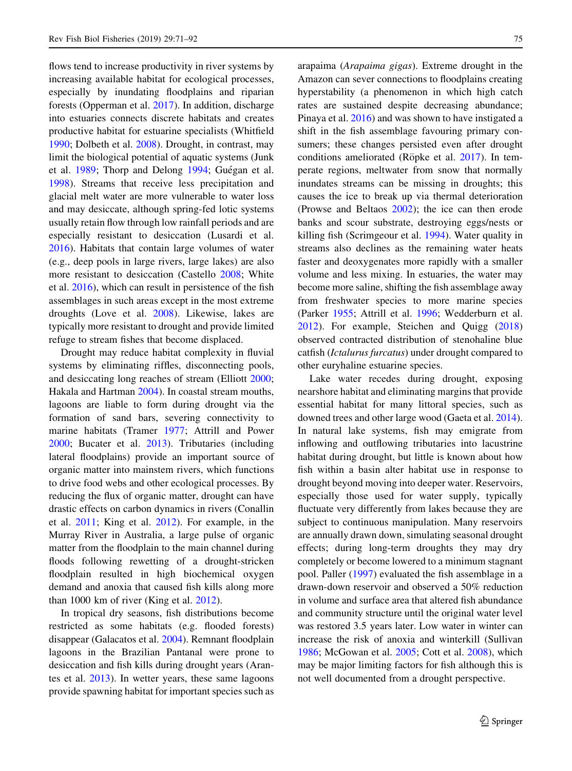flows tend to increase productivity in river systems by increasing available habitat for ecological processes, especially by inundating floodplains and riparian forests (Opperman et al. 2017). In addition, discharge into estuaries connects discrete habitats and creates productive habitat for estuarine specialists (Whitfield 1990; Dolbeth et al. 2008). Drought, in contrast, may limit the biological potential of aquatic systems (Junk et al. 1989; Thorp and Delong 1994; Guégan et al. 1998). Streams that receive less precipitation and glacial melt water are more vulnerable to water loss and may desiccate, although spring-fed lotic systems usually retain flow through low rainfall periods and are especially resistant to desiccation (Lusardi et al. 2016). Habitats that contain large volumes of water (e.g., deep pools in large rivers, large lakes) are also more resistant to desiccation (Castello 2008; White et al. 2016), which can result in persistence of the fish assemblages in such areas except in the most extreme droughts (Love et al. 2008). Likewise, lakes are typically more resistant to drought and provide limited refuge to stream fishes that become displaced.

Drought may reduce habitat complexity in fluvial systems by eliminating riffles, disconnecting pools, and desiccating long reaches of stream (Elliott 2000; Hakala and Hartman 2004). In coastal stream mouths, lagoons are liable to form during drought via the formation of sand bars, severing connectivity to marine habitats (Tramer 1977; Attrill and Power 2000; Bucater et al. 2013). Tributaries (including lateral floodplains) provide an important source of organic matter into mainstem rivers, which functions to drive food webs and other ecological processes. By reducing the flux of organic matter, drought can have drastic effects on carbon dynamics in rivers (Conallin et al. 2011; King et al. 2012). For example, in the Murray River in Australia, a large pulse of organic matter from the floodplain to the main channel during floods following rewetting of a drought-stricken floodplain resulted in high biochemical oxygen demand and anoxia that caused fish kills along more than 1000 km of river (King et al. 2012).

In tropical dry seasons, fish distributions become restricted as some habitats (e.g. flooded forests) disappear (Galacatos et al. 2004). Remnant floodplain lagoons in the Brazilian Pantanal were prone to desiccation and fish kills during drought years (Arantes et al. 2013). In wetter years, these same lagoons provide spawning habitat for important species such as arapaima (*Arapaima gigas*). Extreme drought in the Amazon can sever connections to floodplains creating hyperstability (a phenomenon in which high catch rates are sustained despite decreasing abundance; Pinaya et al. 2016) and was shown to have instigated a shift in the fish assemblage favouring primary consumers; these changes persisted even after drought conditions ameliorated (Röpke et al. 2017). In temperate regions, meltwater from snow that normally inundates streams can be missing in droughts; this causes the ice to break up via thermal deterioration (Prowse and Beltaos 2002); the ice can then erode banks and scour substrate, destroying eggs/nests or killing fish (Scrimgeour et al. 1994). Water quality in streams also declines as the remaining water heats faster and deoxygenates more rapidly with a smaller volume and less mixing. In estuaries, the water may become more saline, shifting the fish assemblage away from freshwater species to more marine species (Parker 1955; Attrill et al. 1996; Wedderburn et al. 2012). For example, Steichen and Quigg (2018) observed contracted distribution of stenohaline blue catfish (*Ictalurus furcatus*) under drought compared to other euryhaline estuarine species.

Lake water recedes during drought, exposing nearshore habitat and eliminating margins that provide essential habitat for many littoral species, such as downed trees and other large wood (Gaeta et al. 2014). In natural lake systems, fish may emigrate from inflowing and outflowing tributaries into lacustrine habitat during drought, but little is known about how fish within a basin alter habitat use in response to drought beyond moving into deeper water. Reservoirs, especially those used for water supply, typically fluctuate very differently from lakes because they are subject to continuous manipulation. Many reservoirs are annually drawn down, simulating seasonal drought effects; during long-term droughts they may dry completely or become lowered to a minimum stagnant pool. Paller (1997) evaluated the fish assemblage in a drawn-down reservoir and observed a 50% reduction in volume and surface area that altered fish abundance and community structure until the original water level was restored 3.5 years later. Low water in winter can increase the risk of anoxia and winterkill (Sullivan 1986; McGowan et al. 2005; Cott et al. 2008), which may be major limiting factors for fish although this is not well documented from a drought perspective.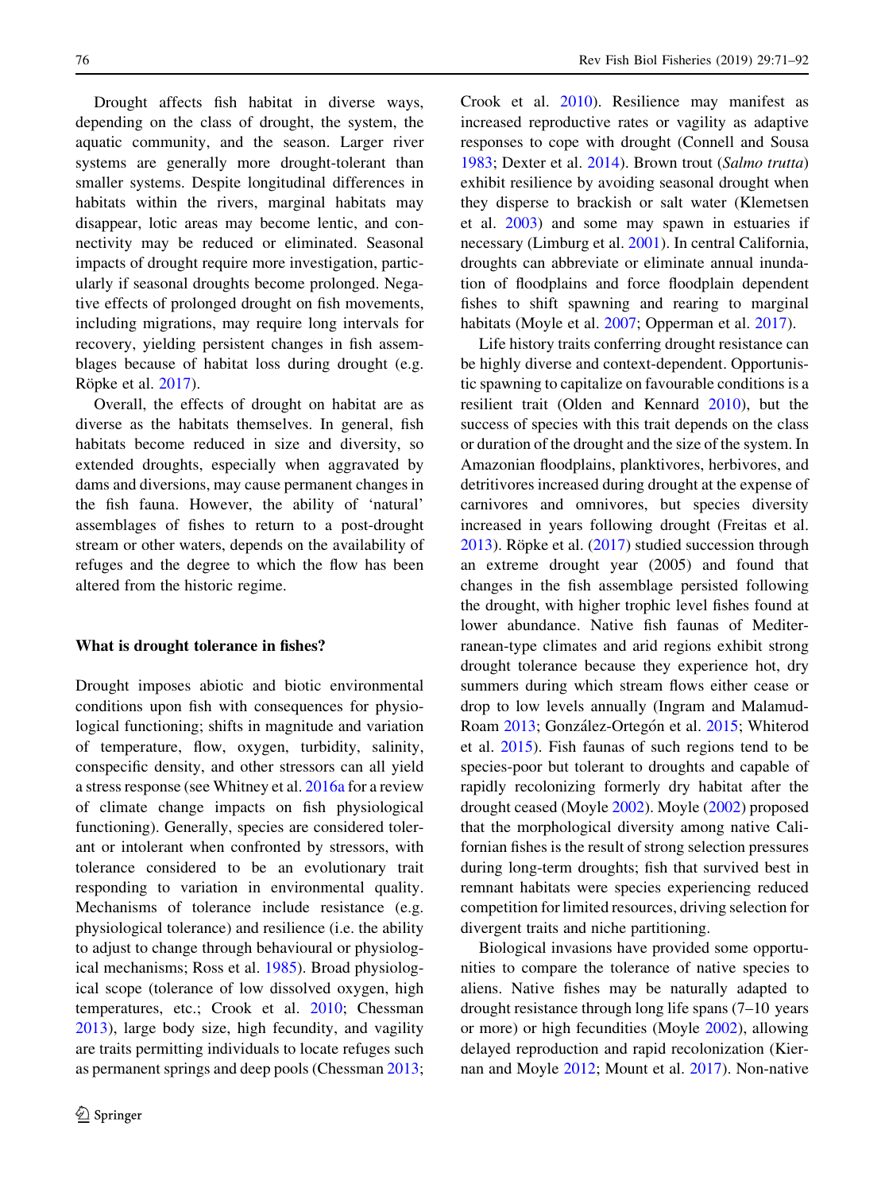Drought affects fish habitat in diverse ways, depending on the class of drought, the system, the aquatic community, and the season. Larger river systems are generally more drought-tolerant than smaller systems. Despite longitudinal differences in habitats within the rivers, marginal habitats may disappear, lotic areas may become lentic, and connectivity may be reduced or eliminated. Seasonal impacts of drought require more investigation, particularly if seasonal droughts become prolonged. Negative effects of prolonged drought on fish movements, including migrations, may require long intervals for recovery, yielding persistent changes in fish assemblages because of habitat loss during drought (e.g. Röpke et al. 2017).

Overall, the effects of drought on habitat are as diverse as the habitats themselves. In general, fish habitats become reduced in size and diversity, so extended droughts, especially when aggravated by dams and diversions, may cause permanent changes in the fish fauna. However, the ability of 'natural' assemblages of fishes to return to a post-drought stream or other waters, depends on the availability of refuges and the degree to which the flow has been altered from the historic regime.

## What is drought tolerance in fishes?

Drought imposes abiotic and biotic environmental conditions upon fish with consequences for physiological functioning; shifts in magnitude and variation of temperature, flow, oxygen, turbidity, salinity, conspecific density, and other stressors can all yield a stress response (see Whitney et al. 2016a for a review of climate change impacts on fish physiological functioning). Generally, species are considered tolerant or intolerant when confronted by stressors, with tolerance considered to be an evolutionary trait responding to variation in environmental quality. Mechanisms of tolerance include resistance (e.g. physiological tolerance) and resilience (i.e. the ability to adjust to change through behavioural or physiological mechanisms; Ross et al. 1985). Broad physiological scope (tolerance of low dissolved oxygen, high temperatures, etc.; Crook et al. 2010; Chessman 2013), large body size, high fecundity, and vagility are traits permitting individuals to locate refuges such as permanent springs and deep pools (Chessman 2013; Crook et al. 2010). Resilience may manifest as increased reproductive rates or vagility as adaptive responses to cope with drought (Connell and Sousa 1983; Dexter et al. 2014). Brown trout (*Salmo trutta*) exhibit resilience by avoiding seasonal drought when they disperse to brackish or salt water (Klemetsen et al. 2003) and some may spawn in estuaries if necessary (Limburg et al. 2001). In central California, droughts can abbreviate or eliminate annual inundation of floodplains and force floodplain dependent fishes to shift spawning and rearing to marginal habitats (Moyle et al. 2007; Opperman et al. 2017).

Life history traits conferring drought resistance can be highly diverse and context-dependent. Opportunistic spawning to capitalize on favourable conditions is a resilient trait (Olden and Kennard 2010), but the success of species with this trait depends on the class or duration of the drought and the size of the system. In Amazonian floodplains, planktivores, herbivores, and detritivores increased during drought at the expense of carnivores and omnivores, but species diversity increased in years following drought (Freitas et al. 2013). Röpke et al. (2017) studied succession through an extreme drought year (2005) and found that changes in the fish assemblage persisted following the drought, with higher trophic level fishes found at lower abundance. Native fish faunas of Mediterranean-type climates and arid regions exhibit strong drought tolerance because they experience hot, dry summers during which stream flows either cease or drop to low levels annually (Ingram and Malamud-Roam 2013; González-Ortegón et al. 2015; Whiterod et al. 2015). Fish faunas of such regions tend to be species-poor but tolerant to droughts and capable of rapidly recolonizing formerly dry habitat after the drought ceased (Moyle 2002). Moyle (2002) proposed that the morphological diversity among native Californian fishes is the result of strong selection pressures during long-term droughts; fish that survived best in remnant habitats were species experiencing reduced competition for limited resources, driving selection for divergent traits and niche partitioning.

Biological invasions have provided some opportunities to compare the tolerance of native species to aliens. Native fishes may be naturally adapted to drought resistance through long life spans (7–10 years or more) or high fecundities (Moyle 2002), allowing delayed reproduction and rapid recolonization (Kiernan and Moyle 2012; Mount et al. 2017). Non-native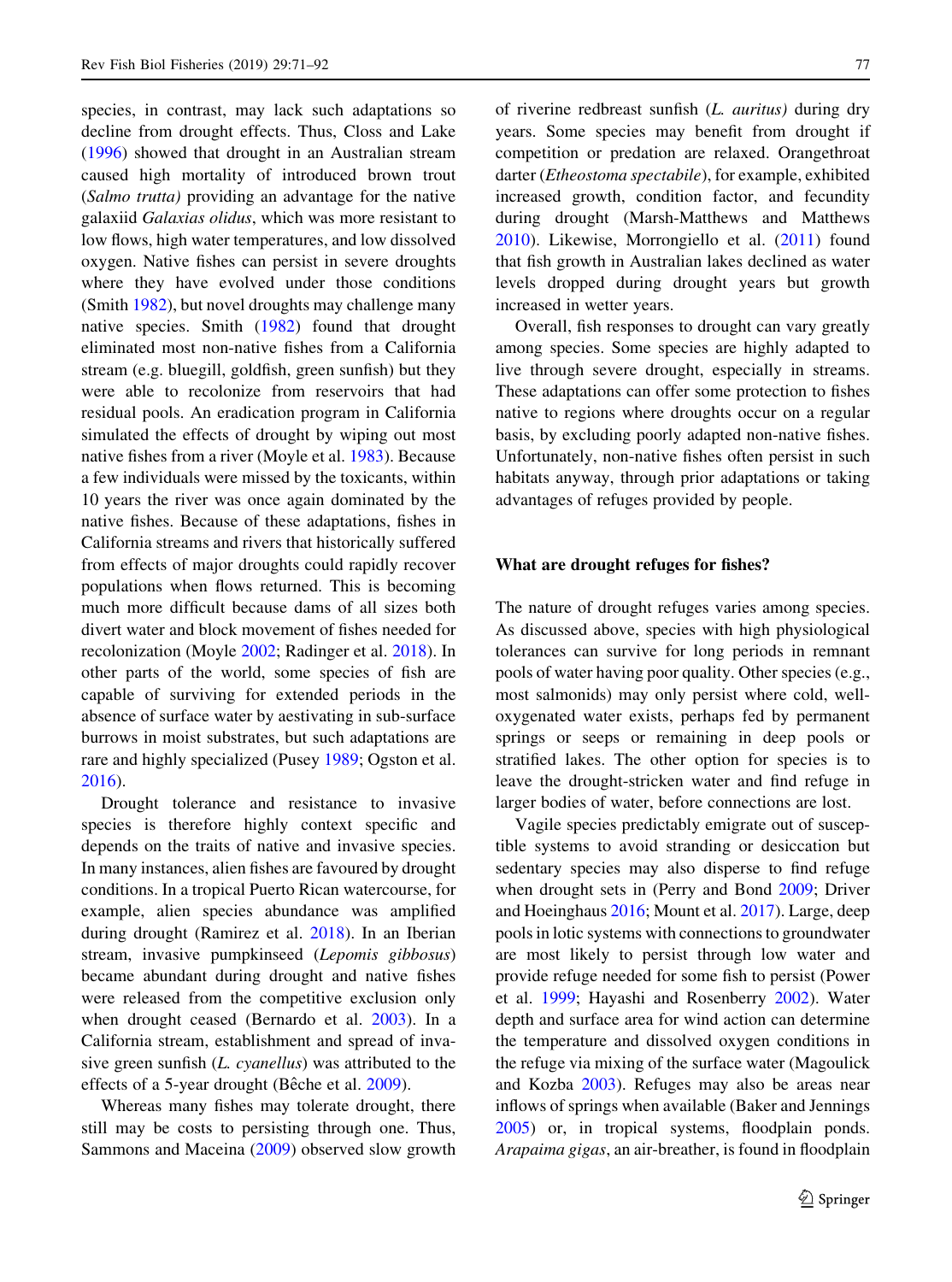species, in contrast, may lack such adaptations so decline from drought effects. Thus, Closs and Lake (1996) showed that drought in an Australian stream caused high mortality of introduced brown trout (*Salmo trutta)* providing an advantage for the native galaxiid *Galaxias olidus*, which was more resistant to low flows, high water temperatures, and low dissolved oxygen. Native fishes can persist in severe droughts where they have evolved under those conditions (Smith 1982), but novel droughts may challenge many native species. Smith (1982) found that drought eliminated most non-native fishes from a California stream (e.g. bluegill, goldfish, green sunfish) but they were able to recolonize from reservoirs that had residual pools. An eradication program in California simulated the effects of drought by wiping out most native fishes from a river (Moyle et al. 1983). Because a few individuals were missed by the toxicants, within 10 years the river was once again dominated by the native fishes. Because of these adaptations, fishes in California streams and rivers that historically suffered from effects of major droughts could rapidly recover populations when flows returned. This is becoming much more difficult because dams of all sizes both divert water and block movement of fishes needed for recolonization (Moyle 2002; Radinger et al. 2018). In other parts of the world, some species of fish are capable of surviving for extended periods in the absence of surface water by aestivating in sub-surface burrows in moist substrates, but such adaptations are rare and highly specialized (Pusey 1989; Ogston et al. 2016).

Drought tolerance and resistance to invasive species is therefore highly context specific and depends on the traits of native and invasive species. In many instances, alien fishes are favoured by drought conditions. In a tropical Puerto Rican watercourse, for example, alien species abundance was amplified during drought (Ramirez et al. 2018). In an Iberian stream, invasive pumpkinseed (*Lepomis gibbosus*) became abundant during drought and native fishes were released from the competitive exclusion only when drought ceased (Bernardo et al. 2003). In a California stream, establishment and spread of invasive green sunfish (*L. cyanellus*) was attributed to the effects of a 5-year drought (Bêche et al. 2009).

Whereas many fishes may tolerate drought, there still may be costs to persisting through one. Thus, Sammons and Maceina (2009) observed slow growth of riverine redbreast sunfish (*L. auritus)* during dry years. Some species may benefit from drought if competition or predation are relaxed. Orangethroat darter (*Etheostoma spectabile*), for example, exhibited increased growth, condition factor, and fecundity during drought (Marsh-Matthews and Matthews 2010). Likewise, Morrongiello et al. (2011) found that fish growth in Australian lakes declined as water levels dropped during drought years but growth increased in wetter years.

Overall, fish responses to drought can vary greatly among species. Some species are highly adapted to live through severe drought, especially in streams. These adaptations can offer some protection to fishes native to regions where droughts occur on a regular basis, by excluding poorly adapted non-native fishes. Unfortunately, non-native fishes often persist in such habitats anyway, through prior adaptations or taking advantages of refuges provided by people.

## What are drought refuges for fishes?

The nature of drought refuges varies among species. As discussed above, species with high physiological tolerances can survive for long periods in remnant pools of water having poor quality. Other species (e.g., most salmonids) may only persist where cold, well-oxygenated water exists, perhaps fed by permanent springs or seeps or remaining in deep pools or stratified lakes. The other option for species is to leave the drought-stricken water and find refuge in larger bodies of water, before connections are lost.

Vagile species predictably emigrate out of susceptible systems to avoid stranding or desiccation but sedentary species may also disperse to find refuge when drought sets in (Perry and Bond 2009; Driver and Hoeinghaus 2016; Mount et al. 2017). Large, deep pools in lotic systems with connections to groundwater are most likely to persist through low water and provide refuge needed for some fish to persist (Power et al. 1999; Hayashi and Rosenberry 2002). Water depth and surface area for wind action can determine the temperature and dissolved oxygen conditions in the refuge via mixing of the surface water (Magoulick and Kozba 2003). Refuges may also be areas near inflows of springs when available (Baker and Jennings 2005) or, in tropical systems, floodplain ponds. *Arapaima gigas*, an air-breather, is found in floodplain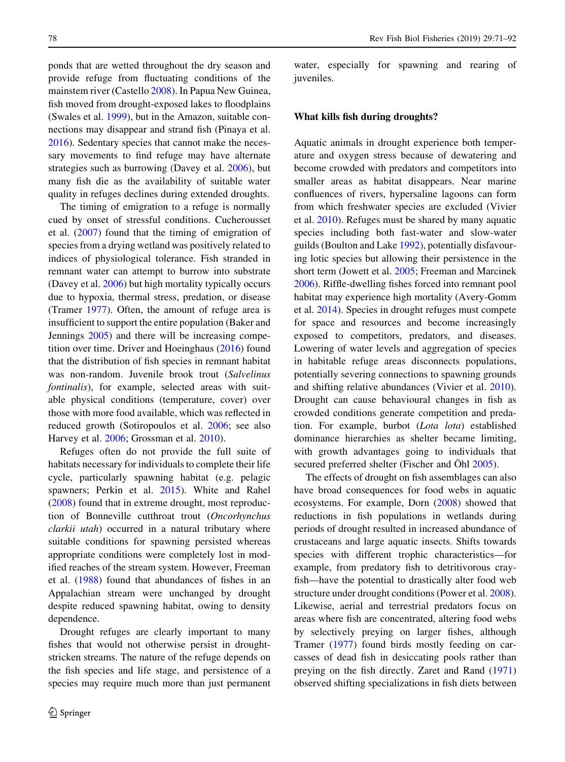ponds that are wetted throughout the dry season and provide refuge from fluctuating conditions of the mainstem river (Castello 2008). In Papua New Guinea, fish moved from drought-exposed lakes to floodplains (Swales et al. 1999), but in the Amazon, suitable connections may disappear and strand fish (Pinaya et al. 2016). Sedentary species that cannot make the necessary movements to find refuge may have alternate strategies such as burrowing (Davey et al. 2006), but many fish die as the availability of suitable water quality in refuges declines during extended droughts.

The timing of emigration to a refuge is normally cued by onset of stressful conditions. Cucherousset et al. (2007) found that the timing of emigration of species from a drying wetland was positively related to indices of physiological tolerance. Fish stranded in remnant water can attempt to burrow into substrate (Davey et al. 2006) but high mortality typically occurs due to hypoxia, thermal stress, predation, or disease (Tramer 1977). Often, the amount of refuge area is insufficient to support the entire population (Baker and Jennings 2005) and there will be increasing competition over time. Driver and Hoeinghaus (2016) found that the distribution of fish species in remnant habitat was non-random. Juvenile brook trout (*Salvelinus fontinalis*), for example, selected areas with suitable physical conditions (temperature, cover) over those with more food available, which was reflected in reduced growth (Sotiropoulos et al. 2006; see also Harvey et al. 2006; Grossman et al. 2010).

Refuges often do not provide the full suite of habitats necessary for individuals to complete their life cycle, particularly spawning habitat (e.g. pelagic spawners; Perkin et al. 2015). White and Rahel (2008) found that in extreme drought, most reproduction of Bonneville cutthroat trout (*Oncorhynchus clarkii utah*) occurred in a natural tributary where suitable conditions for spawning persisted whereas appropriate conditions were completely lost in modified reaches of the stream system. However, Freeman et al. (1988) found that abundances of fishes in an Appalachian stream were unchanged by drought despite reduced spawning habitat, owing to density dependence.

Drought refuges are clearly important to many fishes that would not otherwise persist in drought-stricken streams. The nature of the refuge depends on the fish species and life stage, and persistence of a species may require much more than just permanent water, especially for spawning and rearing of juveniles.

## What kills fish during droughts?

Aquatic animals in drought experience both temperature and oxygen stress because of dewatering and become crowded with predators and competitors into smaller areas as habitat disappears. Near marine confluences of rivers, hypersaline lagoons can form from which freshwater species are excluded (Vivier et al. 2010). Refuges must be shared by many aquatic species including both fast-water and slow-water guilds (Boulton and Lake 1992), potentially disfavouring lotic species but allowing their persistence in the short term (Jowett et al. 2005; Freeman and Marcinek 2006). Riffle-dwelling fishes forced into remnant pool habitat may experience high mortality (Avery-Gomm et al. 2014). Species in drought refuges must compete for space and resources and become increasingly exposed to competitors, predators, and diseases. Lowering of water levels and aggregation of species in habitable refuge areas disconnects populations, potentially severing connections to spawning grounds and shifting relative abundances (Vivier et al. 2010). Drought can cause behavioural changes in fish as crowded conditions generate competition and predation. For example, burbot (*Lota lota*) established dominance hierarchies as shelter became limiting, with growth advantages going to individuals that secured preferred shelter (Fischer and Öhl 2005).

The effects of drought on fish assemblages can also have broad consequences for food webs in aquatic ecosystems. For example, Dorn (2008) showed that reductions in fish populations in wetlands during periods of drought resulted in increased abundance of crustaceans and large aquatic insects. Shifts towards species with different trophic characteristics—for example, from predatory fish to detritivorous crayfish—have the potential to drastically alter food web structure under drought conditions (Power et al. 2008). Likewise, aerial and terrestrial predators focus on areas where fish are concentrated, altering food webs by selectively preying on larger fishes, although Tramer (1977) found birds mostly feeding on carcasses of dead fish in desiccating pools rather than preying on the fish directly. Zaret and Rand (1971) observed shifting specializations in fish diets between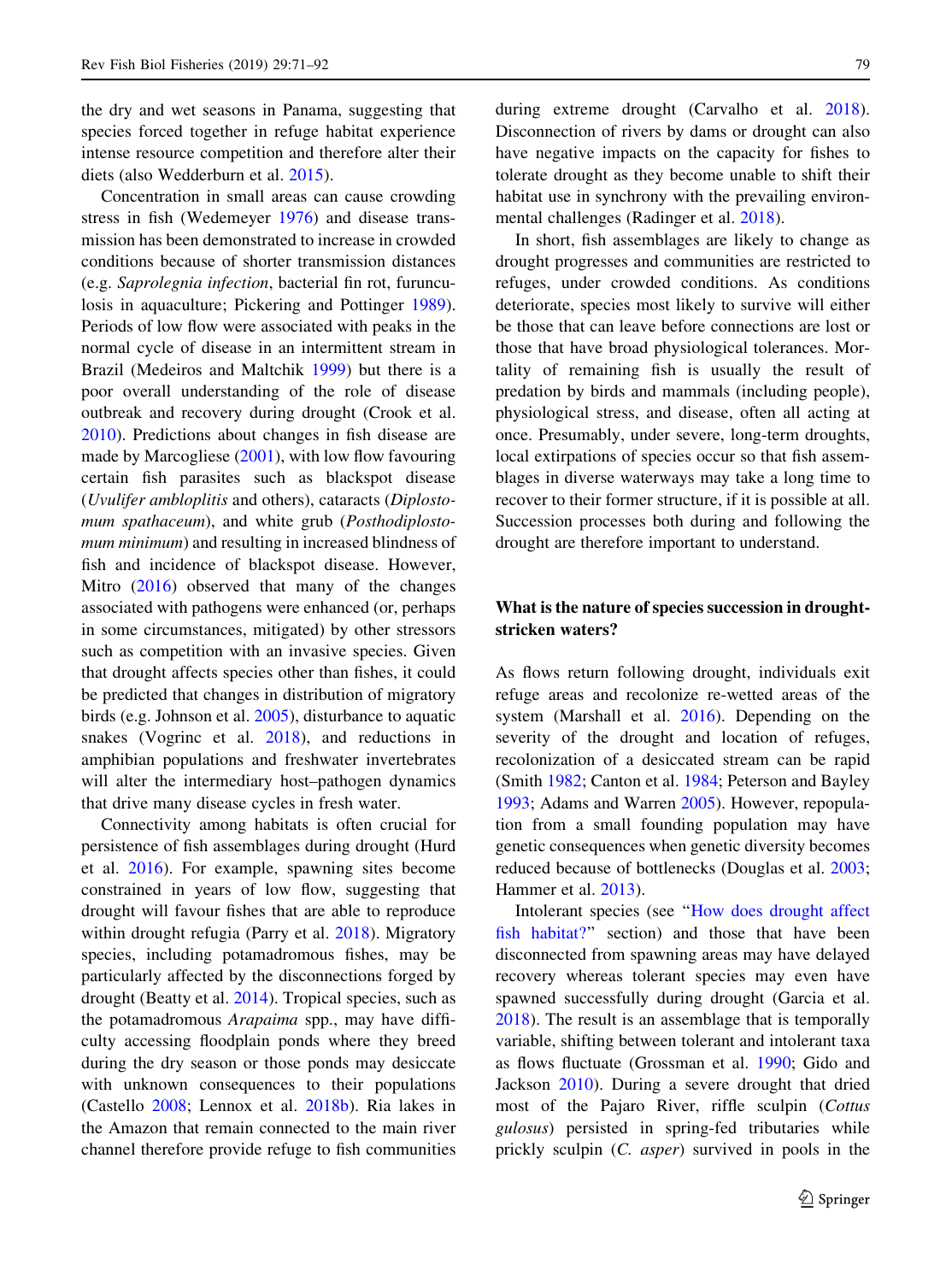the dry and wet seasons in Panama, suggesting that species forced together in refuge habitat experience intense resource competition and therefore alter their diets (also Wedderburn et al. 2015).

Concentration in small areas can cause crowding stress in fish (Wedemeyer 1976) and disease transmission has been demonstrated to increase in crowded conditions because of shorter transmission distances (e.g. *Saprolegnia infection*, bacterial fin rot, furunculosis in aquaculture; Pickering and Pottinger 1989). Periods of low flow were associated with peaks in the normal cycle of disease in an intermittent stream in Brazil (Medeiros and Maltchik 1999) but there is a poor overall understanding of the role of disease outbreak and recovery during drought (Crook et al. 2010). Predictions about changes in fish disease are made by Marcogliese (2001), with low flow favouring certain fish parasites such as blackspot disease (*Uvulifer ambloplitis* and others), cataracts (*Diplostomum spathaceum*), and white grub (*Posthodiplostomum minimum*) and resulting in increased blindness of fish and incidence of blackspot disease. However, Mitro (2016) observed that many of the changes associated with pathogens were enhanced (or, perhaps in some circumstances, mitigated) by other stressors such as competition with an invasive species. Given that drought affects species other than fishes, it could be predicted that changes in distribution of migratory birds (e.g. Johnson et al. 2005), disturbance to aquatic snakes (Vogrinc et al. 2018), and reductions in amphibian populations and freshwater invertebrates will alter the intermediary host–pathogen dynamics that drive many disease cycles in fresh water.

Connectivity among habitats is often crucial for persistence of fish assemblages during drought (Hurd et al. 2016). For example, spawning sites become constrained in years of low flow, suggesting that drought will favour fishes that are able to reproduce within drought refugia (Parry et al. 2018). Migratory species, including potamadromous fishes, may be particularly affected by the disconnections forged by drought (Beatty et al. 2014). Tropical species, such as the potamadromous *Arapaima* spp., may have difficulty accessing floodplain ponds where they breed during the dry season or those ponds may desiccate with unknown consequences to their populations (Castello 2008; Lennox et al. 2018b). Ria lakes in the Amazon that remain connected to the main river channel therefore provide refuge to fish communities during extreme drought (Carvalho et al. 2018). Disconnection of rivers by dams or drought can also have negative impacts on the capacity for fishes to tolerate drought as they become unable to shift their habitat use in synchrony with the prevailing environmental challenges (Radinger et al. 2018).

In short, fish assemblages are likely to change as drought progresses and communities are restricted to refuges, under crowded conditions. As conditions deteriorate, species most likely to survive will either be those that can leave before connections are lost or those that have broad physiological tolerances. Mortality of remaining fish is usually the result of predation by birds and mammals (including people), physiological stress, and disease, often all acting at once. Presumably, under severe, long-term droughts, local extirpations of species occur so that fish assemblages in diverse waterways may take a long time to recover to their former structure, if it is possible at all. Succession processes both during and following the drought are therefore important to understand.

## What is the nature of species succession in drought-stricken waters?

As flows return following drought, individuals exit refuge areas and recolonize re-wetted areas of the system (Marshall et al. 2016). Depending on the severity of the drought and location of refuges, recolonization of a desiccated stream can be rapid (Smith 1982; Canton et al. 1984; Peterson and Bayley 1993; Adams and Warren 2005). However, repopulation from a small founding population may have genetic consequences when genetic diversity becomes reduced because of bottlenecks (Douglas et al. 2003; Hammer et al. 2013).

Intolerant species (see "How does drought affect fish habitat?" section) and those that have been disconnected from spawning areas may have delayed recovery whereas tolerant species may even have spawned successfully during drought (Garcia et al. 2018). The result is an assemblage that is temporally variable, shifting between tolerant and intolerant taxa as flows fluctuate (Grossman et al. 1990; Gido and Jackson 2010). During a severe drought that dried most of the Pajaro River, riffle sculpin (*Cottus gulosus*) persisted in spring-fed tributaries while prickly sculpin (*C. asper*) survived in pools in the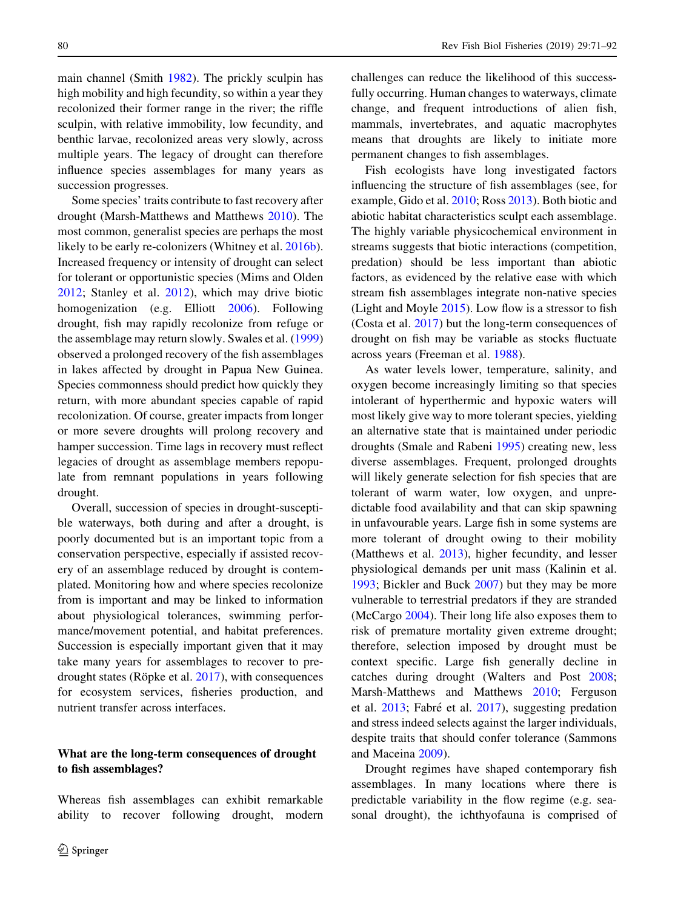main channel (Smith 1982). The prickly sculpin has high mobility and high fecundity, so within a year they recolonized their former range in the river; the riffle sculpin, with relative immobility, low fecundity, and benthic larvae, recolonized areas very slowly, across multiple years. The legacy of drought can therefore influence species assemblages for many years as succession progresses.

Some species' traits contribute to fast recovery after drought (Marsh-Matthews and Matthews 2010). The most common, generalist species are perhaps the most likely to be early re-colonizers (Whitney et al. 2016b). Increased frequency or intensity of drought can select for tolerant or opportunistic species (Mims and Olden 2012; Stanley et al. 2012), which may drive biotic homogenization (e.g. Elliott 2006). Following drought, fish may rapidly recolonize from refuge or the assemblage may return slowly. Swales et al. (1999) observed a prolonged recovery of the fish assemblages in lakes affected by drought in Papua New Guinea. Species commonness should predict how quickly they return, with more abundant species capable of rapid recolonization. Of course, greater impacts from longer or more severe droughts will prolong recovery and hamper succession. Time lags in recovery must reflect legacies of drought as assemblage members repopulate from remnant populations in years following drought.

Overall, succession of species in drought-susceptible waterways, both during and after a drought, is poorly documented but is an important topic from a conservation perspective, especially if assisted recovery of an assemblage reduced by drought is contemplated. Monitoring how and where species recolonize from is important and may be linked to information about physiological tolerances, swimming performance/movement potential, and habitat preferences. Succession is especially important given that it may take many years for assemblages to recover to pre-drought states (Röpke et al. 2017), with consequences for ecosystem services, fisheries production, and nutrient transfer across interfaces.

## What are the long-term consequences of drought to fish assemblages?

Whereas fish assemblages can exhibit remarkable ability to recover following drought, modern challenges can reduce the likelihood of this successfully occurring. Human changes to waterways, climate change, and frequent introductions of alien fish, mammals, invertebrates, and aquatic macrophytes means that droughts are likely to initiate more permanent changes to fish assemblages.

Fish ecologists have long investigated factors influencing the structure of fish assemblages (see, for example, Gido et al. 2010; Ross 2013). Both biotic and abiotic habitat characteristics sculpt each assemblage. The highly variable physicochemical environment in streams suggests that biotic interactions (competition, predation) should be less important than abiotic factors, as evidenced by the relative ease with which stream fish assemblages integrate non-native species (Light and Moyle 2015). Low flow is a stressor to fish (Costa et al. 2017) but the long-term consequences of drought on fish may be variable as stocks fluctuate across years (Freeman et al. 1988).

As water levels lower, temperature, salinity, and oxygen become increasingly limiting so that species intolerant of hyperthermic and hypoxic waters will most likely give way to more tolerant species, yielding an alternative state that is maintained under periodic droughts (Smale and Rabeni 1995) creating new, less diverse assemblages. Frequent, prolonged droughts will likely generate selection for fish species that are tolerant of warm water, low oxygen, and unpredictable food availability and that can skip spawning in unfavourable years. Large fish in some systems are more tolerant of drought owing to their mobility (Matthews et al. 2013), higher fecundity, and lesser physiological demands per unit mass (Kalinin et al. 1993; Bickler and Buck 2007) but they may be more vulnerable to terrestrial predators if they are stranded (McCargo 2004). Their long life also exposes them to risk of premature mortality given extreme drought; therefore, selection imposed by drought must be context specific. Large fish generally decline in catches during drought (Walters and Post 2008; Marsh-Matthews and Matthews 2010; Ferguson et al. 2013; Fabré et al. 2017), suggesting predation and stress indeed selects against the larger individuals, despite traits that should confer tolerance (Sammons and Maceina 2009).

Drought regimes have shaped contemporary fish assemblages. In many locations where there is predictable variability in the flow regime (e.g. seasonal drought), the ichthyofauna is comprised of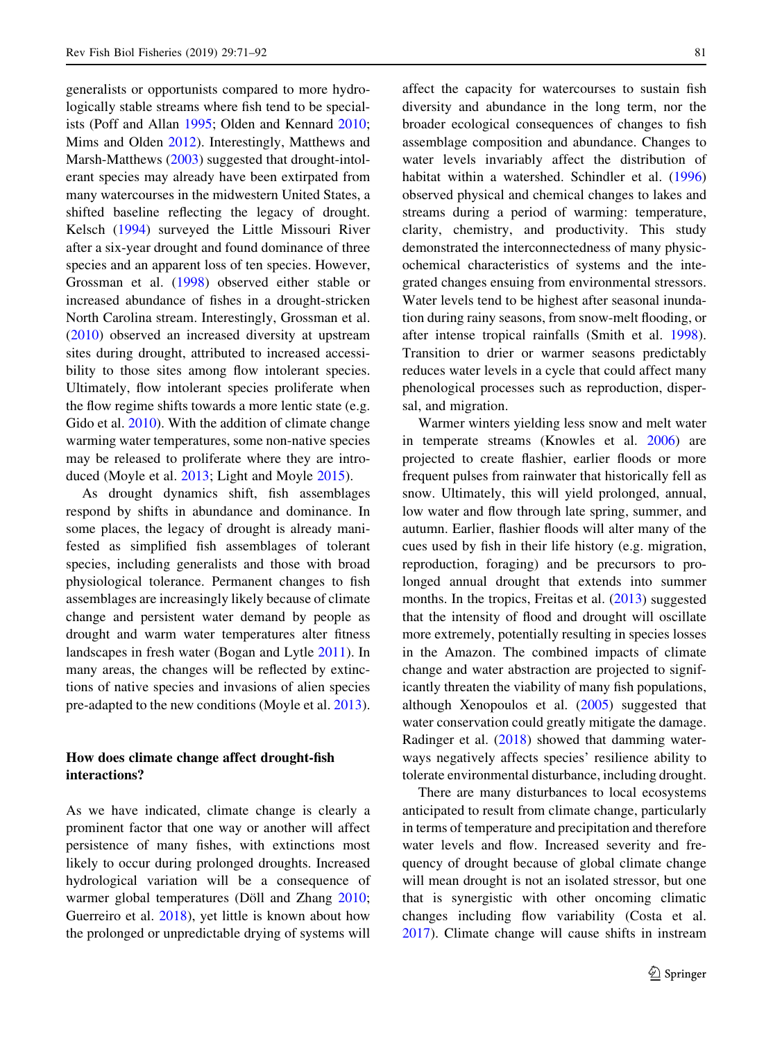generalists or opportunists compared to more hydrologically stable streams where fish tend to be specialists (Poff and Allan 1995; Olden and Kennard 2010; Mims and Olden 2012). Interestingly, Matthews and Marsh-Matthews (2003) suggested that drought-intolerant species may already have been extirpated from many watercourses in the midwestern United States, a shifted baseline reflecting the legacy of drought. Kelsch (1994) surveyed the Little Missouri River after a six-year drought and found dominance of three species and an apparent loss of ten species. However, Grossman et al. (1998) observed either stable or increased abundance of fishes in a drought-stricken North Carolina stream. Interestingly, Grossman et al. (2010) observed an increased diversity at upstream sites during drought, attributed to increased accessibility to those sites among flow intolerant species. Ultimately, flow intolerant species proliferate when the flow regime shifts towards a more lentic state (e.g. Gido et al. 2010). With the addition of climate change warming water temperatures, some non-native species may be released to proliferate where they are introduced (Moyle et al. 2013; Light and Moyle 2015).

As drought dynamics shift, fish assemblages respond by shifts in abundance and dominance. In some places, the legacy of drought is already manifested as simplified fish assemblages of tolerant species, including generalists and those with broad physiological tolerance. Permanent changes to fish assemblages are increasingly likely because of climate change and persistent water demand by people as drought and warm water temperatures alter fitness landscapes in fresh water (Bogan and Lytle 2011). In many areas, the changes will be reflected by extinctions of native species and invasions of alien species pre-adapted to the new conditions (Moyle et al. 2013).

## How does climate change affect drought-fish interactions?

As we have indicated, climate change is clearly a prominent factor that one way or another will affect persistence of many fishes, with extinctions most likely to occur during prolonged droughts. Increased hydrological variation will be a consequence of warmer global temperatures (Döll and Zhang 2010; Guerreiro et al. 2018), yet little is known about how the prolonged or unpredictable drying of systems will affect the capacity for watercourses to sustain fish diversity and abundance in the long term, nor the broader ecological consequences of changes to fish assemblage composition and abundance. Changes to water levels invariably affect the distribution of habitat within a watershed. Schindler et al. (1996) observed physical and chemical changes to lakes and streams during a period of warming: temperature, clarity, chemistry, and productivity. This study demonstrated the interconnectedness of many physicochemical characteristics of systems and the integrated changes ensuing from environmental stressors. Water levels tend to be highest after seasonal inundation during rainy seasons, from snow-melt flooding, or after intense tropical rainfalls (Smith et al. 1998). Transition to drier or warmer seasons predictably reduces water levels in a cycle that could affect many phenological processes such as reproduction, dispersal, and migration.

Warmer winters yielding less snow and melt water in temperate streams (Knowles et al. 2006) are projected to create flashier, earlier floods or more frequent pulses from rainwater that historically fell as snow. Ultimately, this will yield prolonged, annual, low water and flow through late spring, summer, and autumn. Earlier, flashier floods will alter many of the cues used by fish in their life history (e.g. migration, reproduction, foraging) and be precursors to prolonged annual drought that extends into summer months. In the tropics, Freitas et al. (2013) suggested that the intensity of flood and drought will oscillate more extremely, potentially resulting in species losses in the Amazon. The combined impacts of climate change and water abstraction are projected to significantly threaten the viability of many fish populations, although Xenopoulos et al. (2005) suggested that water conservation could greatly mitigate the damage. Radinger et al. (2018) showed that damming waterways negatively affects species' resilience ability to tolerate environmental disturbance, including drought.

There are many disturbances to local ecosystems anticipated to result from climate change, particularly in terms of temperature and precipitation and therefore water levels and flow. Increased severity and frequency of drought because of global climate change will mean drought is not an isolated stressor, but one that is synergistic with other oncoming climatic changes including flow variability (Costa et al. 2017). Climate change will cause shifts in instream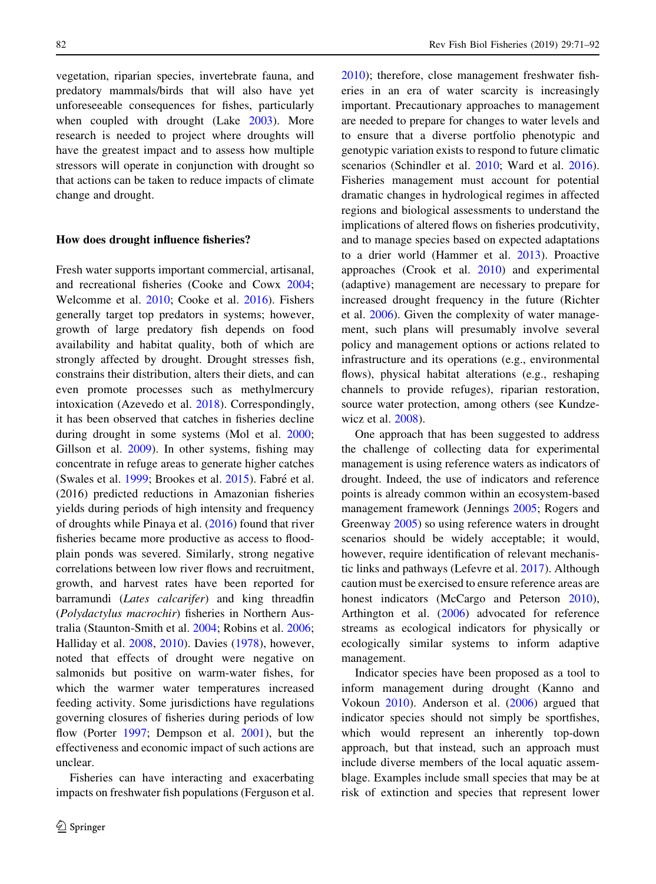vegetation, riparian species, invertebrate fauna, and predatory mammals/birds that will also have yet unforeseeable consequences for fishes, particularly when coupled with drought (Lake 2003). More research is needed to project where droughts will have the greatest impact and to assess how multiple stressors will operate in conjunction with drought so that actions can be taken to reduce impacts of climate change and drought.

#### How does drought influence fisheries?

Fresh water supports important commercial, artisanal, and recreational fisheries (Cooke and Cowx 2004; Welcomme et al. 2010; Cooke et al. 2016). Fishers generally target top predators in systems; however, growth of large predatory fish depends on food availability and habitat quality, both of which are strongly affected by drought. Drought stresses fish, constrains their distribution, alters their diets, and can even promote processes such as methylmercury intoxication (Azevedo et al. 2018). Correspondingly, it has been observed that catches in fisheries decline during drought in some systems (Mol et al. 2000; Gillson et al. 2009). In other systems, fishing may concentrate in refuge areas to generate higher catches (Swales et al. 1999; Brookes et al. 2015). Fabré et al. (2016) predicted reductions in Amazonian fisheries yields during periods of high intensity and frequency of droughts while Pinaya et al. (2016) found that river fisheries became more productive as access to floodplain ponds was severed. Similarly, strong negative correlations between low river flows and recruitment, growth, and harvest rates have been reported for barramundi (*Lates calcarifer*) and king threadfin (*Polydactylus macrochir*) fisheries in Northern Australia (Staunton-Smith et al. 2004; Robins et al. 2006; Halliday et al. 2008, 2010). Davies (1978), however, noted that effects of drought were negative on salmonids but positive on warm-water fishes, for which the warmer water temperatures increased feeding activity. Some jurisdictions have regulations governing closures of fisheries during periods of low flow (Porter 1997; Dempson et al. 2001), but the effectiveness and economic impact of such actions are unclear.

Fisheries can have interacting and exacerbating impacts on freshwater fish populations (Ferguson et al. 2010); therefore, close management freshwater fisheries in an era of water scarcity is increasingly important. Precautionary approaches to management are needed to prepare for changes to water levels and to ensure that a diverse portfolio phenotypic and genotypic variation exists to respond to future climatic scenarios (Schindler et al. 2010; Ward et al. 2016). Fisheries management must account for potential dramatic changes in hydrological regimes in affected regions and biological assessments to understand the implications of altered flows on fisheries prodcutivity, and to manage species based on expected adaptations to a drier world (Hammer et al. 2013). Proactive approaches (Crook et al. 2010) and experimental (adaptive) management are necessary to prepare for increased drought frequency in the future (Richter et al. 2006). Given the complexity of water management, such plans will presumably involve several policy and management options or actions related to infrastructure and its operations (e.g., environmental flows), physical habitat alterations (e.g., reshaping channels to provide refuges), riparian restoration, source water protection, among others (see Kundzewicz et al. 2008).

One approach that has been suggested to address the challenge of collecting data for experimental management is using reference waters as indicators of drought. Indeed, the use of indicators and reference points is already common within an ecosystem-based management framework (Jennings 2005; Rogers and Greenway 2005) so using reference waters in drought scenarios should be widely acceptable; it would, however, require identification of relevant mechanistic links and pathways (Lefevre et al. 2017). Although caution must be exercised to ensure reference areas are honest indicators (McCargo and Peterson 2010), Arthington et al. (2006) advocated for reference streams as ecological indicators for physically or ecologically similar systems to inform adaptive management.

Indicator species have been proposed as a tool to inform management during drought (Kanno and Vokoun 2010). Anderson et al. (2006) argued that indicator species should not simply be sportfishes, which would represent an inherently top-down approach, but that instead, such an approach must include diverse members of the local aquatic assemblage. Examples include small species that may be at risk of extinction and species that represent lower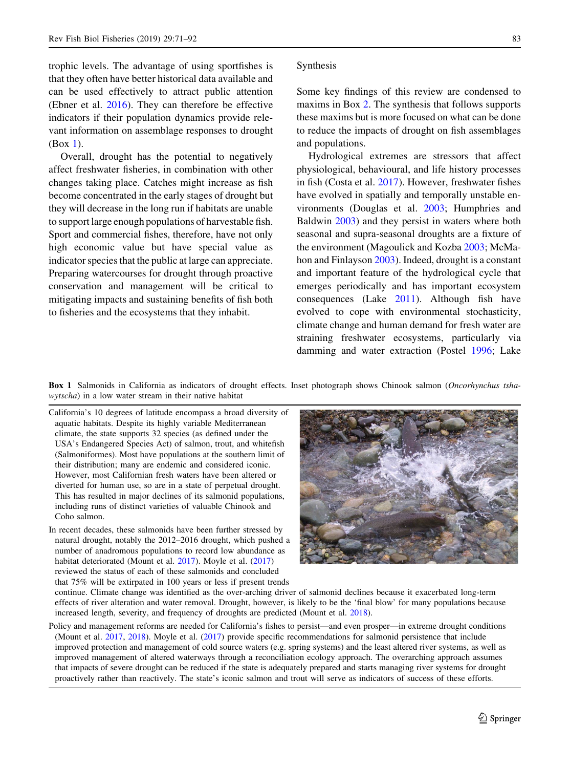trophic levels. The advantage of using sportfishes is that they often have better historical data available and can be used effectively to attract public attention (Ebner et al. 2016). They can therefore be effective indicators if their population dynamics provide relevant information on assemblage responses to drought (Box 1).

Overall, drought has the potential to negatively affect freshwater fisheries, in combination with other changes taking place. Catches might increase as fish become concentrated in the early stages of drought but they will decrease in the long run if habitats are unable to support large enough populations of harvestable fish. Sport and commercial fishes, therefore, have not only high economic value but have special value as indicator species that the public at large can appreciate. Preparing watercourses for drought through proactive conservation and management will be critical to mitigating impacts and sustaining benefits of fish both to fisheries and the ecosystems that they inhabit.

## Synthesis

Some key findings of this review are condensed to maxims in Box 2. The synthesis that follows supports these maxims but is more focused on what can be done to reduce the impacts of drought on fish assemblages and populations.

Hydrological extremes are stressors that affect physiological, behavioural, and life history processes in fish (Costa et al. 2017). However, freshwater fishes have evolved in spatially and temporally unstable environments (Douglas et al. 2003; Humphries and Baldwin 2003) and they persist in waters where both seasonal and supra-seasonal droughts are a fixture of the environment (Magoulick and Kozba 2003; McMahon and Finlayson 2003). Indeed, drought is a constant and important feature of the hydrological cycle that emerges periodically and has important ecosystem consequences (Lake 2011). Although fish have evolved to cope with environmental stochasticity, climate change and human demand for fresh water are straining freshwater ecosystems, particularly via damming and water extraction (Postel 1996; Lake

**Box 1** Salmonids in California as indicators of drought effects. Inset photograph shows Chinook salmon (*Oncorhynchus tshawytscha*) in a low water stream in their native habitat

California's 10 degrees of latitude encompass a broad diversity of aquatic habitats. Despite its highly variable Mediterranean climate, the state supports 32 species (as defined under the USA's Endangered Species Act) of salmon, trout, and whitefish (Salmoniformes). Most have populations at the southern limit of their distribution; many are endemic and considered iconic. However, most Californian fresh waters have been altered or diverted for human use, so are in a state of perpetual drought. This has resulted in major declines of its salmonid populations, including runs of distinct varieties of valuable Chinook and Coho salmon.

In recent decades, these salmonids have been further stressed by natural drought, notably the 2012–2016 drought, which pushed a number of anadromous populations to record low abundance as habitat deteriorated (Mount et al. 2017). Moyle et al. (2017) reviewed the status of each of these salmonids and concluded that 75% will be extirpated in 100 years or less if present trends continue. Climate change was identified as the over-arching driver of salmonid declines because it exacerbated long-term effects of river alteration and water removal. Drought, however, is likely to be the 'final blow' for many populations because increased length, severity, and frequency of droughts are predicted (Mount et al. 2018).

Policy and management reforms are needed for California's fishes to persist—and even prosper—in extreme drought conditions (Mount et al. 2017, 2018). Moyle et al. (2017) provide specific recommendations for salmonid persistence that include improved protection and management of cold source waters (e.g. spring systems) and the least altered river systems, as well as improved management of altered waterways through a reconciliation ecology approach. The overarching approach assumes that impacts of severe drought can be reduced if the state is adequately prepared and starts managing river systems for drought proactively rather than reactively. The state's iconic salmon and trout will serve as indicators of success of these efforts.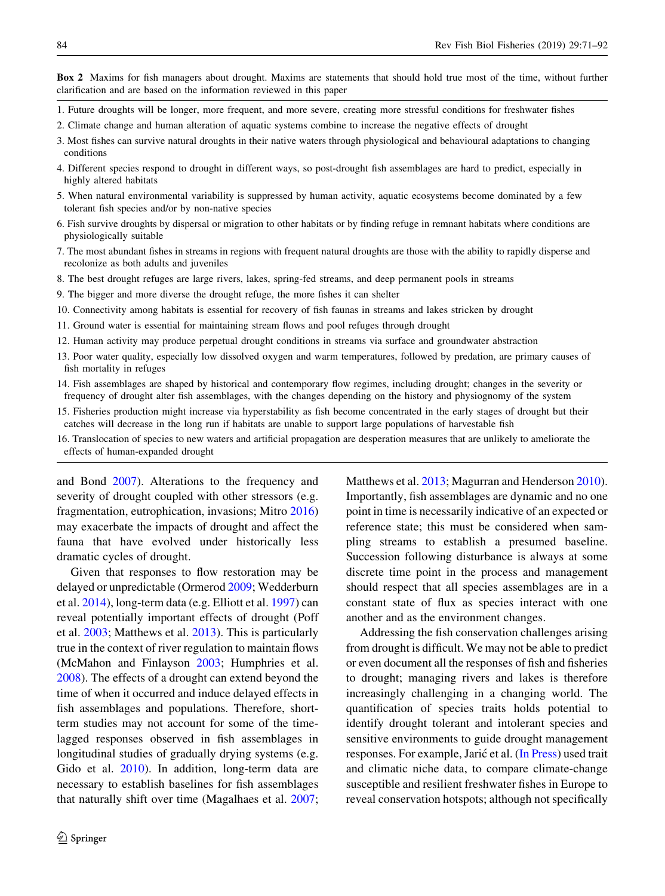**Box 2** Maxims for fish managers about drought. Maxims are statements that should hold true most of the time, without further clarification and are based on the information reviewed in this paper

1. Future droughts will be longer, more frequent, and more severe, creating more stressful conditions for freshwater fishes
2. Climate change and human alteration of aquatic systems combine to increase the negative effects of drought
3. Most fishes can survive natural droughts in their native waters through physiological and behavioural adaptations to changing conditions
4. Different species respond to drought in different ways, so post-drought fish assemblages are hard to predict, especially in highly altered habitats
5. When natural environmental variability is suppressed by human activity, aquatic ecosystems become dominated by a few tolerant fish species and/or by non-native species
6. Fish survive droughts by dispersal or migration to other habitats or by finding refuge in remnant habitats where conditions are physiologically suitable
7. The most abundant fishes in streams in regions with frequent natural droughts are those with the ability to rapidly disperse and recolonize as both adults and juveniles
8. The best drought refuges are large rivers, lakes, spring-fed streams, and deep permanent pools in streams
9. The bigger and more diverse the drought refuge, the more fishes it can shelter
10. Connectivity among habitats is essential for recovery of fish faunas in streams and lakes stricken by drought
11. Ground water is essential for maintaining stream flows and pool refuges through drought
12. Human activity may produce perpetual drought conditions in streams via surface and groundwater abstraction
13. Poor water quality, especially low dissolved oxygen and warm temperatures, followed by predation, are primary causes of fish mortality in refuges
14. Fish assemblages are shaped by historical and contemporary flow regimes, including drought; changes in the severity or frequency of drought alter fish assemblages, with the changes depending on the history and physiognomy of the system
15. Fisheries production might increase via hyperstability as fish become concentrated in the early stages of drought but their catches will decrease in the long run if habitats are unable to support large populations of harvestable fish
16. Translocation of species to new waters and artificial propagation are desperation measures that are unlikely to ameliorate the effects of human-expanded drought

and Bond 2007). Alterations to the frequency and severity of drought coupled with other stressors (e.g. fragmentation, eutrophication, invasions; Mitro 2016) may exacerbate the impacts of drought and affect the fauna that have evolved under historically less dramatic cycles of drought.

Given that responses to flow restoration may be delayed or unpredictable (Ormerod 2009; Wedderburn et al. 2014), long-term data (e.g. Elliott et al. 1997) can reveal potentially important effects of drought (Poff et al. 2003; Matthews et al. 2013). This is particularly true in the context of river regulation to maintain flows (McMahon and Finlayson 2003; Humphries et al. 2008). The effects of a drought can extend beyond the time of when it occurred and induce delayed effects in fish assemblages and populations. Therefore, short-term studies may not account for some of the time-lagged responses observed in fish assemblages in longitudinal studies of gradually drying systems (e.g. Gido et al. 2010). In addition, long-term data are necessary to establish baselines for fish assemblages that naturally shift over time (Magalhaes et al. 2007; Matthews et al. 2013; Magurran and Henderson 2010). Importantly, fish assemblages are dynamic and no one point in time is necessarily indicative of an expected or reference state; this must be considered when sampling streams to establish a presumed baseline. Succession following disturbance is always at some discrete time point in the process and management should respect that all species assemblages are in a constant state of flux as species interact with one another and as the environment changes.

Addressing the fish conservation challenges arising from drought is difficult. We may not be able to predict or even document all the responses of fish and fisheries to drought; managing rivers and lakes is therefore increasingly challenging in a changing world. The quantification of species traits holds potential to identify drought tolerant and intolerant species and sensitive environments to guide drought management responses. For example, Jarić et al. (In Press) used trait and climatic niche data, to compare climate-change susceptible and resilient freshwater fishes in Europe to reveal conservation hotspots; although not specifically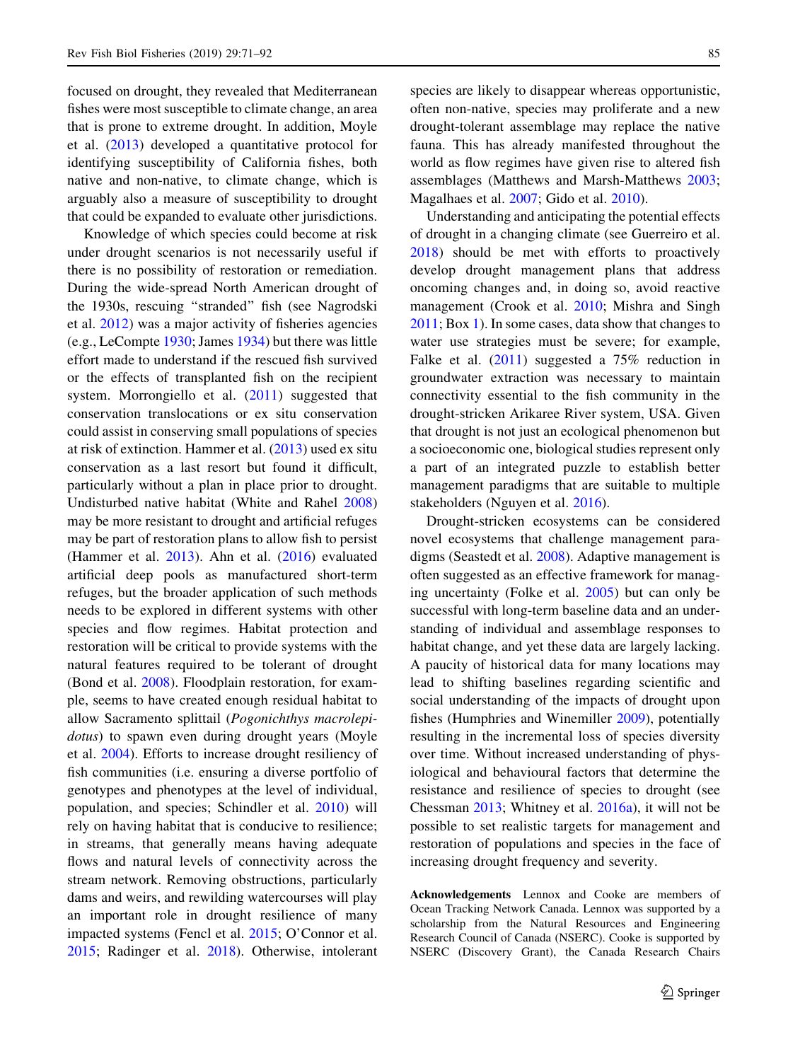focused on drought, they revealed that Mediterranean fishes were most susceptible to climate change, an area that is prone to extreme drought. In addition, Moyle et al. (2013) developed a quantitative protocol for identifying susceptibility of California fishes, both native and non-native, to climate change, which is arguably also a measure of susceptibility to drought that could be expanded to evaluate other jurisdictions.

Knowledge of which species could become at risk under drought scenarios is not necessarily useful if there is no possibility of restoration or remediation. During the wide-spread North American drought of the 1930s, rescuing "stranded" fish (see Nagrodski et al. 2012) was a major activity of fisheries agencies (e.g., LeCompte 1930; James 1934) but there was little effort made to understand if the rescued fish survived or the effects of transplanted fish on the recipient system. Morrongiello et al. (2011) suggested that conservation translocations or ex situ conservation could assist in conserving small populations of species at risk of extinction. Hammer et al. (2013) used ex situ conservation as a last resort but found it difficult, particularly without a plan in place prior to drought. Undisturbed native habitat (White and Rahel 2008) may be more resistant to drought and artificial refuges may be part of restoration plans to allow fish to persist (Hammer et al. 2013). Ahn et al. (2016) evaluated artificial deep pools as manufactured short-term refuges, but the broader application of such methods needs to be explored in different systems with other species and flow regimes. Habitat protection and restoration will be critical to provide systems with the natural features required to be tolerant of drought (Bond et al. 2008). Floodplain restoration, for example, seems to have created enough residual habitat to allow Sacramento splittail (*Pogonichthys macrolepidotus*) to spawn even during drought years (Moyle et al. 2004). Efforts to increase drought resiliency of fish communities (i.e. ensuring a diverse portfolio of genotypes and phenotypes at the level of individual, population, and species; Schindler et al. 2010) will rely on having habitat that is conducive to resilience; in streams, that generally means having adequate flows and natural levels of connectivity across the stream network. Removing obstructions, particularly dams and weirs, and rewilding watercourses will play an important role in drought resilience of many impacted systems (Fencl et al. 2015; O'Connor et al. 2015; Radinger et al. 2018). Otherwise, intolerant species are likely to disappear whereas opportunistic, often non-native, species may proliferate and a new drought-tolerant assemblage may replace the native fauna. This has already manifested throughout the world as flow regimes have given rise to altered fish assemblages (Matthews and Marsh-Matthews 2003; Magalhaes et al. 2007; Gido et al. 2010).

Understanding and anticipating the potential effects of drought in a changing climate (see Guerreiro et al. 2018) should be met with efforts to proactively develop drought management plans that address oncoming changes and, in doing so, avoid reactive management (Crook et al. 2010; Mishra and Singh 2011; Box 1). In some cases, data show that changes to water use strategies must be severe; for example, Falke et al. (2011) suggested a 75% reduction in groundwater extraction was necessary to maintain connectivity essential to the fish community in the drought-stricken Arikaree River system, USA. Given that drought is not just an ecological phenomenon but a socioeconomic one, biological studies represent only a part of an integrated puzzle to establish better management paradigms that are suitable to multiple stakeholders (Nguyen et al. 2016).

Drought-stricken ecosystems can be considered novel ecosystems that challenge management paradigms (Seastedt et al. 2008). Adaptive management is often suggested as an effective framework for managing uncertainty (Folke et al. 2005) but can only be successful with long-term baseline data and an understanding of individual and assemblage responses to habitat change, and yet these data are largely lacking. A paucity of historical data for many locations may lead to shifting baselines regarding scientific and social understanding of the impacts of drought upon fishes (Humphries and Winemiller 2009), potentially resulting in the incremental loss of species diversity over time. Without increased understanding of physiological and behavioural factors that determine the resistance and resilience of species to drought (see Chessman 2013; Whitney et al. 2016a), it will not be possible to set realistic targets for management and restoration of populations and species in the face of increasing drought frequency and severity.

**Acknowledgements** Lennox and Cooke are members of Ocean Tracking Network Canada. Lennox was supported by a scholarship from the Natural Resources and Engineering Research Council of Canada (NSERC). Cooke is supported by NSERC (Discovery Grant), the Canada Research Chairs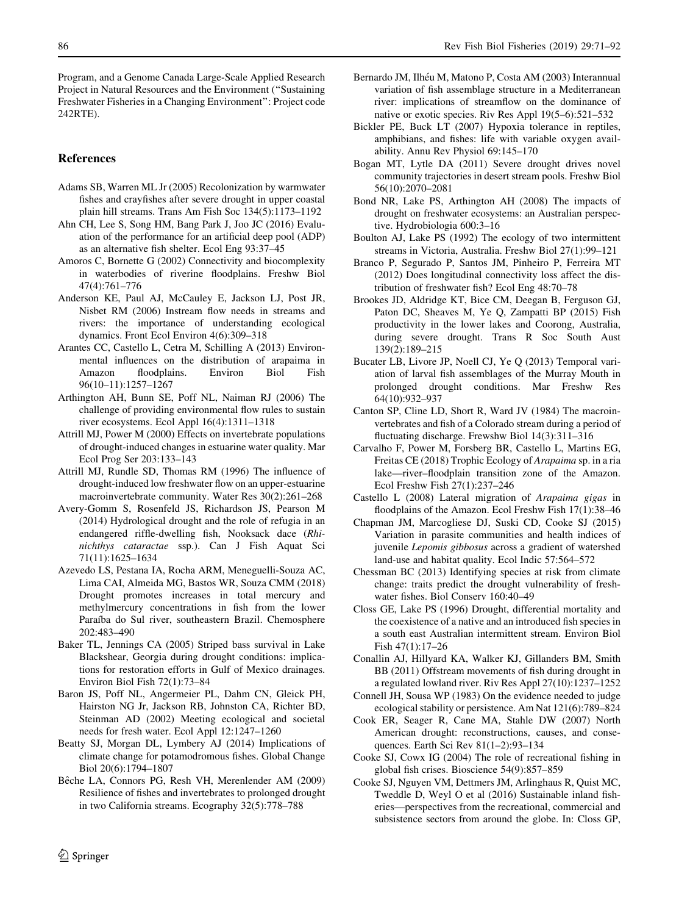Program, and a Genome Canada Large-Scale Applied Research Project in Natural Resources and the Environment ("Sustaining Freshwater Fisheries in a Changing Environment": Project code 242RTE).

## References

Adams SB, Warren ML Jr (2005) Recolonization by warmwater fishes and crayfishes after severe drought in upper coastal plain hill streams. Trans Am Fish Soc 134(5):1173–1192

Ahn CH, Lee S, Song HM, Bang Park J, Joo JC (2016) Evaluation of the performance for an artificial deep pool (ADP) as an alternative fish shelter. Ecol Eng 93:37–45

Amoros C, Bornette G (2002) Connectivity and biocomplexity in waterbodies of riverine floodplains. Freshw Biol 47(4):761–776

Anderson KE, Paul AJ, McCauley E, Jackson LJ, Post JR, Nisbet RM (2006) Instream flow needs in streams and rivers: the importance of understanding ecological dynamics. Front Ecol Environ 4(6):309–318

Arantes CC, Castello L, Cetra M, Schilling A (2013) Environmental influences on the distribution of arapaima in Amazon floodplains. Environ Biol Fish 96(10–11):1257–1267

Arthington AH, Bunn SE, Poff NL, Naiman RJ (2006) The challenge of providing environmental flow rules to sustain river ecosystems. Ecol Appl 16(4):1311–1318

Attrill MJ, Power M (2000) Effects on invertebrate populations of drought-induced changes in estuarine water quality. Mar Ecol Prog Ser 203:133–143

Attrill MJ, Rundle SD, Thomas RM (1996) The influence of drought-induced low freshwater flow on an upper-estuarine macroinvertebrate community. Water Res 30(2):261–268

Avery-Gomm S, Rosenfeld JS, Richardson JS, Pearson M (2014) Hydrological drought and the role of refugia in an endangered riffle-dwelling fish, Nooksack dace (*Rhinichthys cataractae* ssp.). Can J Fish Aquat Sci 71(11):1625–1634

Azevedo LS, Pestana IA, Rocha ARM, Meneguelli-Souza AC, Lima CAI, Almeida MG, Bastos WR, Souza CMM (2018) Drought promotes increases in total mercury and methylmercury concentrations in fish from the lower Paraíba do Sul river, southeastern Brazil. Chemosphere 202:483–490

Baker TL, Jennings CA (2005) Striped bass survival in Lake Blackshear, Georgia during drought conditions: implications for restoration efforts in Gulf of Mexico drainages. Environ Biol Fish 72(1):73–84

Baron JS, Poff NL, Angermeier PL, Dahm CN, Gleick PH, Hairston NG Jr, Jackson RB, Johnston CA, Richter BD, Steinman AD (2002) Meeting ecological and societal needs for fresh water. Ecol Appl 12:1247–1260

Beatty SJ, Morgan DL, Lymbery AJ (2014) Implications of climate change for potamodromous fishes. Global Change Biol 20(6):1794–1807

Bêche LA, Connors PG, Resh VH, Merenlender AM (2009) Resilience of fishes and invertebrates to prolonged drought in two California streams. Ecography 32(5):778–788

Bernardo JM, Ilhéu M, Matono P, Costa AM (2003) Interannual variation of fish assemblage structure in a Mediterranean river: implications of streamflow on the dominance of native or exotic species. Riv Res Appl 19(5–6):521–532

Bickler PE, Buck LT (2007) Hypoxia tolerance in reptiles, amphibians, and fishes: life with variable oxygen availability. Annu Rev Physiol 69:145–170

Bogan MT, Lytle DA (2011) Severe drought drives novel community trajectories in desert stream pools. Freshw Biol 56(10):2070–2081

Bond NR, Lake PS, Arthington AH (2008) The impacts of drought on freshwater ecosystems: an Australian perspective. Hydrobiologia 600:3–16

Boulton AJ, Lake PS (1992) The ecology of two intermittent streams in Victoria, Australia. Freshw Biol 27(1):99–121

Branco P, Segurado P, Santos JM, Pinheiro P, Ferreira MT (2012) Does longitudinal connectivity loss affect the distribution of freshwater fish? Ecol Eng 48:70–78

Brookes JD, Aldridge KT, Bice CM, Deegan B, Ferguson GJ, Paton DC, Sheaves M, Ye Q, Zampatti BP (2015) Fish productivity in the lower lakes and Coorong, Australia, during severe drought. Trans R Soc South Aust 139(2):189–215

Bucater LB, Livore JP, Noell CJ, Ye Q (2013) Temporal variation of larval fish assemblages of the Murray Mouth in prolonged drought conditions. Mar Freshw Res 64(10):932–937

Canton SP, Cline LD, Short R, Ward JV (1984) The macroinvertebrates and fish of a Colorado stream during a period of fluctuating discharge. Frewshw Biol 14(3):311–316

Carvalho F, Power M, Forsberg BR, Castello L, Martins EG, Freitas CE (2018) Trophic Ecology of *Arapaima* sp. in a ria lake—river–floodplain transition zone of the Amazon. Ecol Freshw Fish 27(1):237–246

Castello L (2008) Lateral migration of *Arapaima gigas* in floodplains of the Amazon. Ecol Freshw Fish 17(1):38–46

Chapman JM, Marcogliese DJ, Suski CD, Cooke SJ (2015) Variation in parasite communities and health indices of juvenile *Lepomis gibbosus* across a gradient of watershed land-use and habitat quality. Ecol Indic 57:564–572

Chessman BC (2013) Identifying species at risk from climate change: traits predict the drought vulnerability of freshwater fishes. Biol Conserv 160:40–49

Closs GE, Lake PS (1996) Drought, differential mortality and the coexistence of a native and an introduced fish species in a south east Australian intermittent stream. Environ Biol Fish 47(1):17–26

Conallin AJ, Hillyard KA, Walker KJ, Gillanders BM, Smith BB (2011) Offstream movements of fish during drought in a regulated lowland river. Riv Res Appl 27(10):1237–1252

Connell JH, Sousa WP (1983) On the evidence needed to judge ecological stability or persistence. Am Nat 121(6):789–824

Cook ER, Seager R, Cane MA, Stahle DW (2007) North American drought: reconstructions, causes, and consequences. Earth Sci Rev 81(1–2):93–134

Cooke SJ, Cowx IG (2004) The role of recreational fishing in global fish crises. Bioscience 54(9):857–859

Cooke SJ, Nguyen VM, Dettmers JM, Arlinghaus R, Quist MC, Tweddle D, Weyl O et al (2016) Sustainable inland fisheries—perspectives from the recreational, commercial and subsistence sectors from around the globe. In: Closs GP,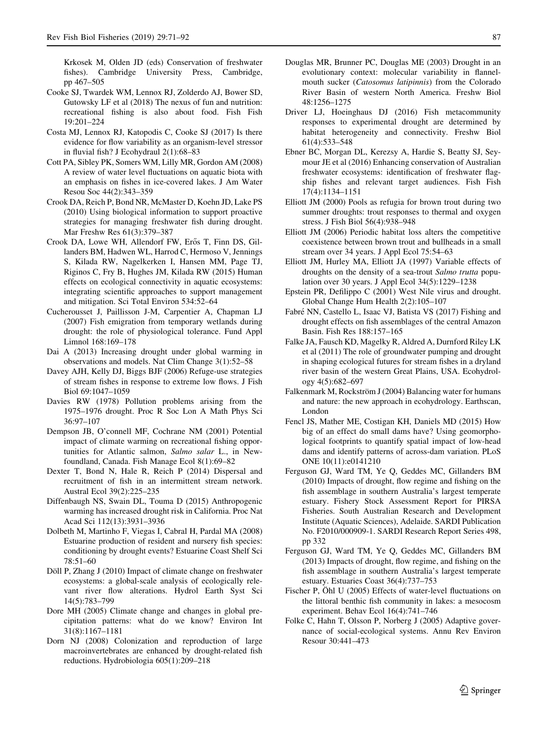Krkosek M, Olden JD (eds) Conservation of freshwater fishes). Cambridge University Press, Cambridge, pp 467–505

Cooke SJ, Twardek WM, Lennox RJ, Zolderdo AJ, Bower SD, Gutowsky LF et al (2018) The nexus of fun and nutrition: recreational fishing is also about food. Fish Fish 19:201–224

Costa MJ, Lennox RJ, Katopodis C, Cooke SJ (2017) Is there evidence for flow variability as an organism-level stressor in fluvial fish? J Ecohydraul 2(1):68–83

Cott PA, Sibley PK, Somers WM, Lilly MR, Gordon AM (2008) A review of water level fluctuations on aquatic biota with an emphasis on fishes in ice-covered lakes. J Am Water Resou Soc 44(2):343–359

Crook DA, Reich P, Bond NR, McMaster D, Koehn JD, Lake PS (2010) Using biological information to support proactive strategies for managing freshwater fish during drought. Mar Freshw Res 61(3):379–387

Crook DA, Lowe WH, Allendorf FW, Erős T, Finn DS, Gillanders BM, Hadwen WL, Harrod C, Hermoso V, Jennings S, Kilada RW, Nagelkerken I, Hansen MM, Page TJ, Riginos C, Fry B, Hughes JM, Kilada RW (2015) Human effects on ecological connectivity in aquatic ecosystems: integrating scientific approaches to support management and mitigation. Sci Total Environ 534:52–64

Cucherousset J, Paillisson J-M, Carpentier A, Chapman LJ (2007) Fish emigration from temporary wetlands during drought: the role of physiological tolerance. Fund Appl Limnol 168:169–178

Dai A (2013) Increasing drought under global warming in observations and models. Nat Clim Change 3(1):52–58

Davey AJH, Kelly DJ, Biggs BJF (2006) Refuge-use strategies of stream fishes in response to extreme low flows. J Fish Biol 69:1047–1059

Davies RW (1978) Pollution problems arising from the 1975–1976 drought. Proc R Soc Lon A Math Phys Sci 36:97–107

Dempson JB, O'connell MF, Cochrane NM (2001) Potential impact of climate warming on recreational fishing opportunities for Atlantic salmon, *Salmo salar* L., in Newfoundland, Canada. Fish Manage Ecol 8(1):69–82

Dexter T, Bond N, Hale R, Reich P (2014) Dispersal and recruitment of fish in an intermittent stream network. Austral Ecol 39(2):225–235

Diffenbaugh NS, Swain DL, Touma D (2015) Anthropogenic warming has increased drought risk in California. Proc Nat Acad Sci 112(13):3931–3936

Dolbeth M, Martinho F, Viegas I, Cabral H, Pardal MA (2008) Estuarine production of resident and nursery fish species: conditioning by drought events? Estuarine Coast Shelf Sci 78:51–60

Döll P, Zhang J (2010) Impact of climate change on freshwater ecosystems: a global-scale analysis of ecologically relevant river flow alterations. Hydrol Earth Syst Sci 14(5):783–799

Dore MH (2005) Climate change and changes in global precipitation patterns: what do we know? Environ Int 31(8):1167–1181

Dorn NJ (2008) Colonization and reproduction of large macroinvertebrates are enhanced by drought-related fish reductions. Hydrobiologia 605(1):209–218

Douglas MR, Brunner PC, Douglas ME (2003) Drought in an evolutionary context: molecular variability in flannelmouth sucker (*Catosomus latipinnis*) from the Colorado River Basin of western North America. Freshw Biol 48:1256–1275

Driver LJ, Hoeinghaus DJ (2016) Fish metacommunity responses to experimental drought are determined by habitat heterogeneity and connectivity. Freshw Biol 61(4):533–548

Ebner BC, Morgan DL, Kerezsy A, Hardie S, Beatty SJ, Seymour JE et al (2016) Enhancing conservation of Australian freshwater ecosystems: identification of freshwater flagship fishes and relevant target audiences. Fish Fish 17(4):1134–1151

Elliott JM (2000) Pools as refugia for brown trout during two summer droughts: trout responses to thermal and oxygen stress. J Fish Biol 56(4):938–948

Elliott JM (2006) Periodic habitat loss alters the competitive coexistence between brown trout and bullheads in a small stream over 34 years. J Appl Ecol 75:54–63

Elliott JM, Hurley MA, Elliott JA (1997) Variable effects of droughts on the density of a sea-trout *Salmo trutta* population over 30 years. J Appl Ecol 34(5):1229–1238

Epstein PR, Defilippo C (2001) West Nile virus and drought. Global Change Hum Health 2(2):105–107

Fabré NN, Castello L, Isaac VJ, Batista VS (2017) Fishing and drought effects on fish assemblages of the central Amazon Basin. Fish Res 188:157–165

Falke JA, Fausch KD, Magelky R, Aldred A, Durnford Riley LK et al (2011) The role of groundwater pumping and drought in shaping ecological futures for stream fishes in a dryland river basin of the western Great Plains, USA. Ecohydrology 4(5):682–697

Falkenmark M, Rockström J (2004) Balancing water for humans and nature: the new approach in ecohydrology. Earthscan, London

Fencl JS, Mather ME, Costigan KH, Daniels MD (2015) How big of an effect do small dams have? Using geomorphological footprints to quantify spatial impact of low-head dams and identify patterns of across-dam variation. PLoS ONE 10(11):e0141210

Ferguson GJ, Ward TM, Ye Q, Geddes MC, Gillanders BM (2010) Impacts of drought, flow regime and fishing on the fish assemblage in southern Australia's largest temperate estuary. Fishery Stock Assessment Report for PIRSA Fisheries. South Australian Research and Development Institute (Aquatic Sciences), Adelaide. SARDI Publication No. F2010/000909-1. SARDI Research Report Series 498, pp 332

Ferguson GJ, Ward TM, Ye Q, Geddes MC, Gillanders BM (2013) Impacts of drought, flow regime, and fishing on the fish assemblage in southern Australia's largest temperate estuary. Estuaries Coast 36(4):737–753

Fischer P, Öhl U (2005) Effects of water-level fluctuations on the littoral benthic fish community in lakes: a mesocosm experiment. Behav Ecol 16(4):741–746

Folke C, Hahn T, Olsson P, Norberg J (2005) Adaptive governance of social-ecological systems. Annu Rev Environ Resour 30:441–473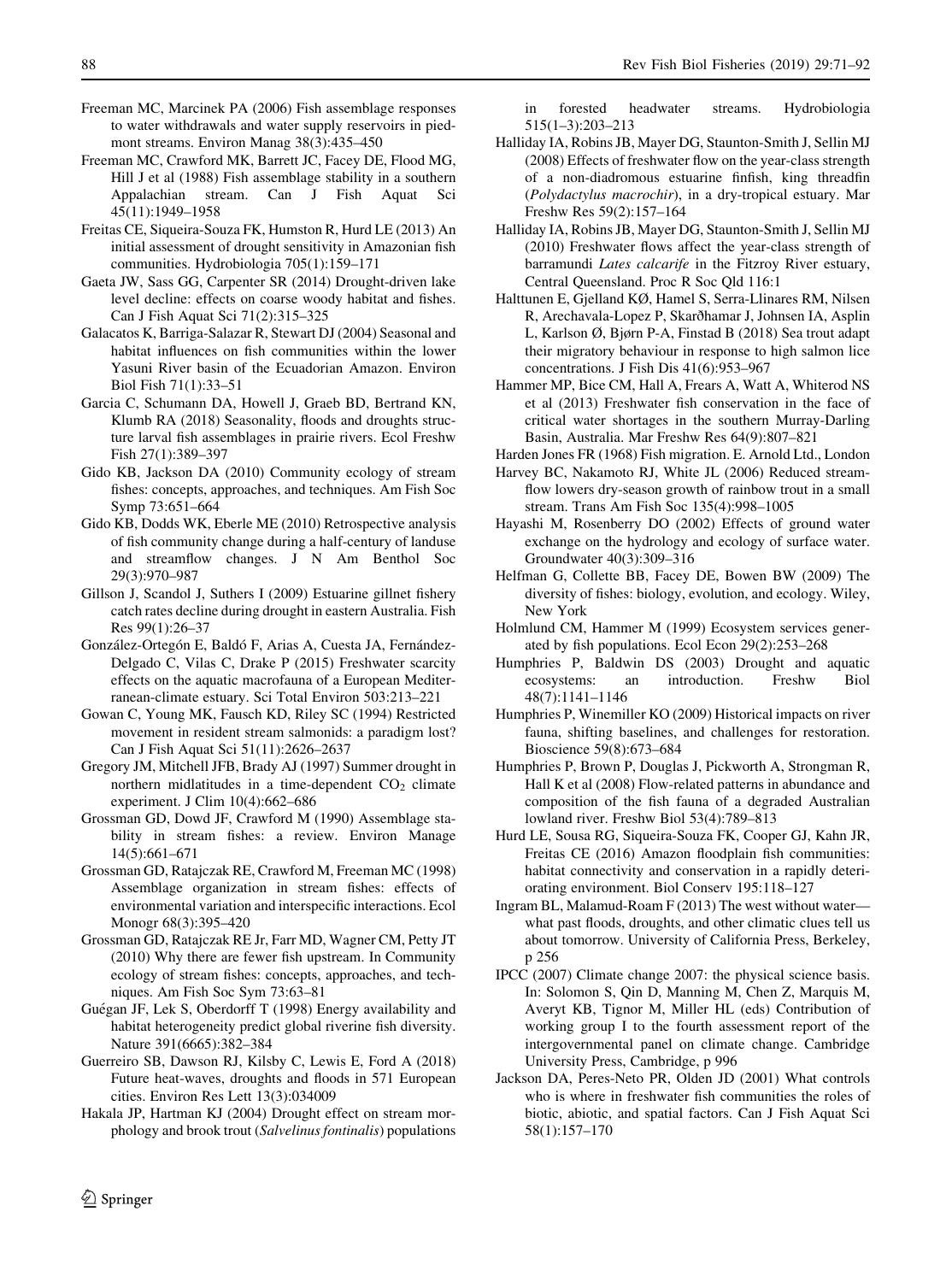Freeman MC, Marcinek PA (2006) Fish assemblage responses to water withdrawals and water supply reservoirs in piedmont streams. Environ Manag 38(3):435–450

Freeman MC, Crawford MK, Barrett JC, Facey DE, Flood MG, Hill J et al (1988) Fish assemblage stability in a southern Appalachian stream. Can J Fish Aquat Sci 45(11):1949–1958

Freitas CE, Siqueira-Souza FK, Humston R, Hurd LE (2013) An initial assessment of drought sensitivity in Amazonian fish communities. Hydrobiologia 705(1):159–171

Gaeta JW, Sass GG, Carpenter SR (2014) Drought-driven lake level decline: effects on coarse woody habitat and fishes. Can J Fish Aquat Sci 71(2):315–325

Galacatos K, Barriga-Salazar R, Stewart DJ (2004) Seasonal and habitat influences on fish communities within the lower Yasuni River basin of the Ecuadorian Amazon. Environ Biol Fish 71(1):33–51

Garcia C, Schumann DA, Howell J, Graeb BD, Bertrand KN, Klumb RA (2018) Seasonality, floods and droughts structure larval fish assemblages in prairie rivers. Ecol Freshw Fish 27(1):389–397

Gido KB, Jackson DA (2010) Community ecology of stream fishes: concepts, approaches, and techniques. Am Fish Soc Symp 73:651–664

Gido KB, Dodds WK, Eberle ME (2010) Retrospective analysis of fish community change during a half-century of landuse and streamflow changes. J N Am Benthol Soc 29(3):970–987

Gillson J, Scandol J, Suthers I (2009) Estuarine gillnet fishery catch rates decline during drought in eastern Australia. Fish Res 99(1):26–37

González-Ortegón E, Baldó F, Arias A, Cuesta JA, Fernández-Delgado C, Vilas C, Drake P (2015) Freshwater scarcity effects on the aquatic macrofauna of a European Mediterranean-climate estuary. Sci Total Environ 503:213–221

Gowan C, Young MK, Fausch KD, Riley SC (1994) Restricted movement in resident stream salmonids: a paradigm lost? Can J Fish Aquat Sci 51(11):2626–2637

Gregory JM, Mitchell JFB, Brady AJ (1997) Summer drought in northern midlatitudes in a time-dependent $CO_2$ climate experiment. J Clim 10(4):662–686

Grossman GD, Dowd JF, Crawford M (1990) Assemblage stability in stream fishes: a review. Environ Manage 14(5):661–671

Grossman GD, Ratajczak RE, Crawford M, Freeman MC (1998) Assemblage organization in stream fishes: effects of environmental variation and interspecific interactions. Ecol Monogr 68(3):395–420

Grossman GD, Ratajczak RE Jr, Farr MD, Wagner CM, Petty JT (2010) Why there are fewer fish upstream. In Community ecology of stream fishes: concepts, approaches, and techniques. Am Fish Soc Sym 73:63–81

Guégan JF, Lek S, Oberdorff T (1998) Energy availability and habitat heterogeneity predict global riverine fish diversity. Nature 391(6665):382–384

Guerreiro SB, Dawson RJ, Kilsby C, Lewis E, Ford A (2018) Future heat-waves, droughts and floods in 571 European cities. Environ Res Lett 13(3):034009

Hakala JP, Hartman KJ (2004) Drought effect on stream morphology and brook trout (*Salvelinus fontinalis*) populations in forested headwater streams. Hydrobiologia 515(1–3):203–213

Halliday IA, Robins JB, Mayer DG, Staunton-Smith J, Sellin MJ (2008) Effects of freshwater flow on the year-class strength of a non-diadromous estuarine finfish, king threadfin (*Polydactylus macrochir*), in a dry-tropical estuary. Mar Freshw Res 59(2):157–164

Halliday IA, Robins JB, Mayer DG, Staunton-Smith J, Sellin MJ (2010) Freshwater flows affect the year-class strength of barramundi *Lates calcarife* in the Fitzroy River estuary, Central Queensland. Proc R Soc Qld 116:1

Halttunen E, Gjelland KØ, Hamel S, Serra-Llinares RM, Nilsen R, Arechavala-Lopez P, Skarðhamar J, Johnsen IA, Asplin L, Karlson Ø, Bjørn P-A, Finstad B (2018) Sea trout adapt their migratory behaviour in response to high salmon lice concentrations. J Fish Dis 41(6):953–967

Hammer MP, Bice CM, Hall A, Frears A, Watt A, Whiterod NS et al (2013) Freshwater fish conservation in the face of critical water shortages in the southern Murray-Darling Basin, Australia. Mar Freshw Res 64(9):807–821

Harden Jones FR (1968) Fish migration. E. Arnold Ltd., London

Harvey BC, Nakamoto RJ, White JL (2006) Reduced streamflow lowers dry-season growth of rainbow trout in a small stream. Trans Am Fish Soc 135(4):998–1005

Hayashi M, Rosenberry DO (2002) Effects of ground water exchange on the hydrology and ecology of surface water. Groundwater 40(3):309–316

Helfman G, Collette BB, Facey DE, Bowen BW (2009) The diversity of fishes: biology, evolution, and ecology. Wiley, New York

Holmlund CM, Hammer M (1999) Ecosystem services generated by fish populations. Ecol Econ 29(2):253–268

Humphries P, Baldwin DS (2003) Drought and aquatic ecosystems: an introduction. Freshw Biol 48(7):1141–1146

Humphries P, Winemiller KO (2009) Historical impacts on river fauna, shifting baselines, and challenges for restoration. Bioscience 59(8):673–684

Humphries P, Brown P, Douglas J, Pickworth A, Strongman R, Hall K et al (2008) Flow-related patterns in abundance and composition of the fish fauna of a degraded Australian lowland river. Freshw Biol 53(4):789–813

Hurd LE, Sousa RG, Siqueira-Souza FK, Cooper GJ, Kahn JR, Freitas CE (2016) Amazon floodplain fish communities: habitat connectivity and conservation in a rapidly deteriorating environment. Biol Conserv 195:118–127

Ingram BL, Malamud-Roam F (2013) The west without water—what past floods, droughts, and other climatic clues tell us about tomorrow. University of California Press, Berkeley, p 256

IPCC (2007) Climate change 2007: the physical science basis. In: Solomon S, Qin D, Manning M, Chen Z, Marquis M, Averyt KB, Tignor M, Miller HL (eds) Contribution of working group I to the fourth assessment report of the intergovernmental panel on climate change. Cambridge University Press, Cambridge, p 996

Jackson DA, Peres-Neto PR, Olden JD (2001) What controls who is where in freshwater fish communities the roles of biotic, abiotic, and spatial factors. Can J Fish Aquat Sci 58(1):157–170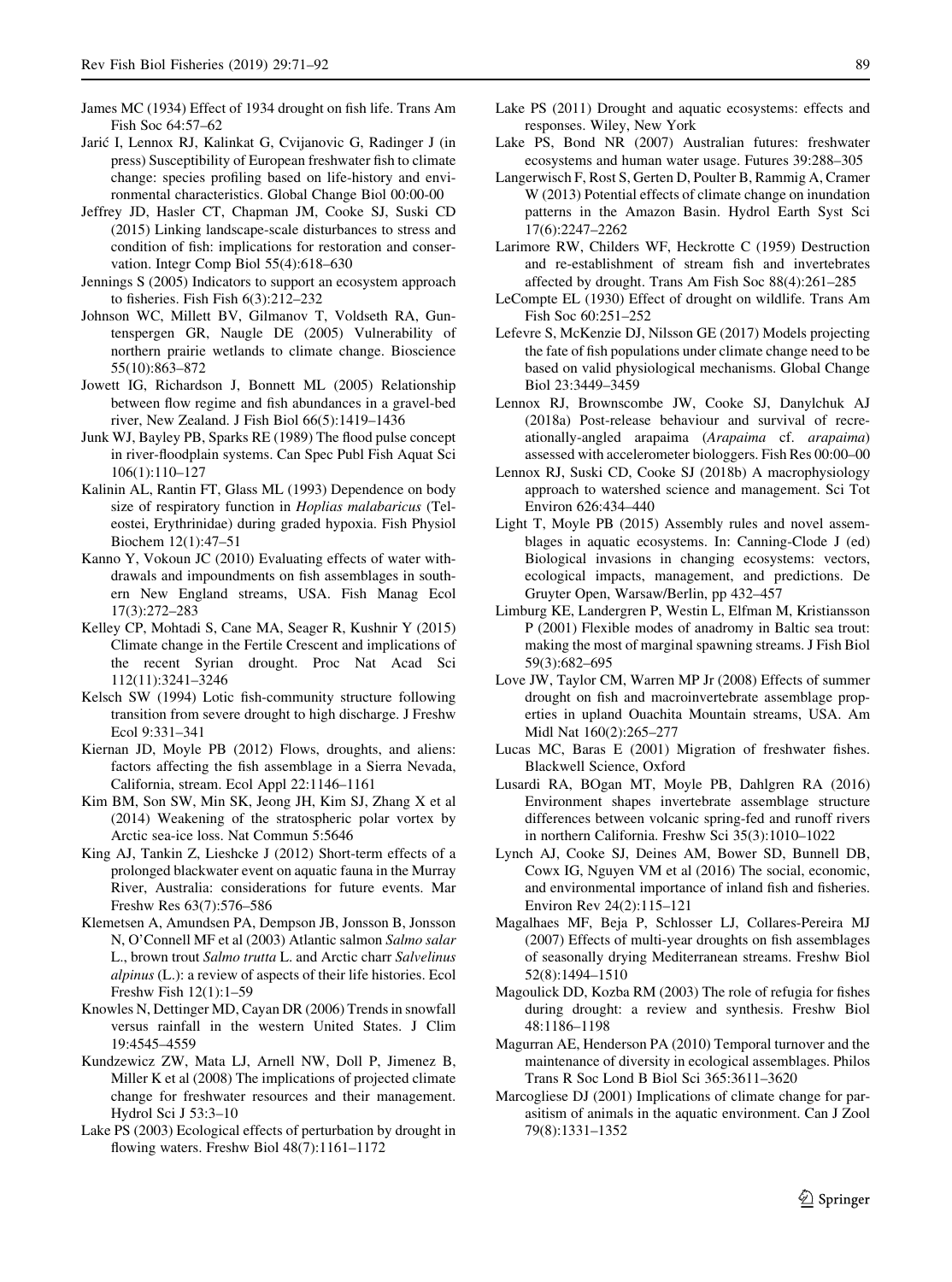James MC (1934) Effect of 1934 drought on fish life. Trans Am Fish Soc 64:57–62

Jarić I, Lennox RJ, Kalinkat G, Cvijanovic G, Radinger J (in press) Susceptibility of European freshwater fish to climate change: species profiling based on life-history and environmental characteristics. Global Change Biol 00:00-00

Jeffrey JD, Hasler CT, Chapman JM, Cooke SJ, Suski CD (2015) Linking landscape-scale disturbances to stress and condition of fish: implications for restoration and conservation. Integr Comp Biol 55(4):618–630

Jennings S (2005) Indicators to support an ecosystem approach to fisheries. Fish Fish 6(3):212–232

Johnson WC, Millett BV, Gilmanov T, Voldseth RA, Guntenspergen GR, Naugle DE (2005) Vulnerability of northern prairie wetlands to climate change. Bioscience 55(10):863–872

Jowett IG, Richardson J, Bonnett ML (2005) Relationship between flow regime and fish abundances in a gravel-bed river, New Zealand. J Fish Biol 66(5):1419–1436

Junk WJ, Bayley PB, Sparks RE (1989) The flood pulse concept in river-floodplain systems. Can Spec Publ Fish Aquat Sci 106(1):110–127

Kalinin AL, Rantin FT, Glass ML (1993) Dependence on body size of respiratory function in *Hoplias malabaricus* (Teleostei, Erythrinidae) during graded hypoxia. Fish Physiol Biochem 12(1):47–51

Kanno Y, Vokoun JC (2010) Evaluating effects of water withdrawals and impoundments on fish assemblages in southern New England streams, USA. Fish Manag Ecol 17(3):272–283

Kelley CP, Mohtadi S, Cane MA, Seager R, Kushnir Y (2015) Climate change in the Fertile Crescent and implications of the recent Syrian drought. Proc Nat Acad Sci 112(11):3241–3246

Kelsch SW (1994) Lotic fish-community structure following transition from severe drought to high discharge. J Freshw Ecol 9:331–341

Kiernan JD, Moyle PB (2012) Flows, droughts, and aliens: factors affecting the fish assemblage in a Sierra Nevada, California, stream. Ecol Appl 22:1146–1161

Kim BM, Son SW, Min SK, Jeong JH, Kim SJ, Zhang X et al (2014) Weakening of the stratospheric polar vortex by Arctic sea-ice loss. Nat Commun 5:5646

King AJ, Tankin Z, Lieshcke J (2012) Short-term effects of a prolonged blackwater event on aquatic fauna in the Murray River, Australia: considerations for future events. Mar Freshw Res 63(7):576–586

Klemetsen A, Amundsen PA, Dempson JB, Jonsson B, Jonsson N, O'Connell MF et al (2003) Atlantic salmon *Salmo salar* L., brown trout *Salmo trutta* L. and Arctic charr *Salvelinus alpinus* (L.): a review of aspects of their life histories. Ecol Freshw Fish 12(1):1–59

Knowles N, Dettinger MD, Cayan DR (2006) Trends in snowfall versus rainfall in the western United States. J Clim 19:4545–4559

Kundzewicz ZW, Mata LJ, Arnell NW, Doll P, Jimenez B, Miller K et al (2008) The implications of projected climate change for freshwater resources and their management. Hydrol Sci J 53:3–10

Lake PS (2003) Ecological effects of perturbation by drought in flowing waters. Freshw Biol 48(7):1161–1172

Lake PS (2011) Drought and aquatic ecosystems: effects and responses. Wiley, New York

Lake PS, Bond NR (2007) Australian futures: freshwater ecosystems and human water usage. Futures 39:288–305

Langerwisch F, Rost S, Gerten D, Poulter B, Rammig A, Cramer W (2013) Potential effects of climate change on inundation patterns in the Amazon Basin. Hydrol Earth Syst Sci 17(6):2247–2262

Larimore RW, Childers WF, Heckrotte C (1959) Destruction and re-establishment of stream fish and invertebrates affected by drought. Trans Am Fish Soc 88(4):261–285

LeCompte EL (1930) Effect of drought on wildlife. Trans Am Fish Soc 60:251–252

Lefevre S, McKenzie DJ, Nilsson GE (2017) Models projecting the fate of fish populations under climate change need to be based on valid physiological mechanisms. Global Change Biol 23:3449–3459

Lennox RJ, Brownscombe JW, Cooke SJ, Danylchuk AJ (2018a) Post-release behaviour and survival of recreationally-angled arapaima (*Arapaima* cf. *arapaima*) assessed with accelerometer biologgers. Fish Res 00:00–00

Lennox RJ, Suski CD, Cooke SJ (2018b) A macrophysiology approach to watershed science and management. Sci Tot Environ 626:434–440

Light T, Moyle PB (2015) Assembly rules and novel assemblages in aquatic ecosystems. In: Canning-Clode J (ed) Biological invasions in changing ecosystems: vectors, ecological impacts, management, and predictions. De Gruyter Open, Warsaw/Berlin, pp 432–457

Limburg KE, Landergren P, Westin L, Elfman M, Kristiansson P (2001) Flexible modes of anadromy in Baltic sea trout: making the most of marginal spawning streams. J Fish Biol 59(3):682–695

Love JW, Taylor CM, Warren MP Jr (2008) Effects of summer drought on fish and macroinvertebrate assemblage properties in upland Ouachita Mountain streams, USA. Am Midl Nat 160(2):265–277

Lucas MC, Baras E (2001) Migration of freshwater fishes. Blackwell Science, Oxford

Lusardi RA, BOgan MT, Moyle PB, Dahlgren RA (2016) Environment shapes invertebrate assemblage structure differences between volcanic spring-fed and runoff rivers in northern California. Freshw Sci 35(3):1010–1022

Lynch AJ, Cooke SJ, Deines AM, Bower SD, Bunnell DB, Cowx IG, Nguyen VM et al (2016) The social, economic, and environmental importance of inland fish and fisheries. Environ Rev 24(2):115–121

Magalhaes MF, Beja P, Schlosser LJ, Collares-Pereira MJ (2007) Effects of multi-year droughts on fish assemblages of seasonally drying Mediterranean streams. Freshw Biol 52(8):1494–1510

Magoulick DD, Kozba RM (2003) The role of refugia for fishes during drought: a review and synthesis. Freshw Biol 48:1186–1198

Magurran AE, Henderson PA (2010) Temporal turnover and the maintenance of diversity in ecological assemblages. Philos Trans R Soc Lond B Biol Sci 365:3611–3620

Marcogliese DJ (2001) Implications of climate change for parasitism of animals in the aquatic environment. Can J Zool 79(8):1331–1352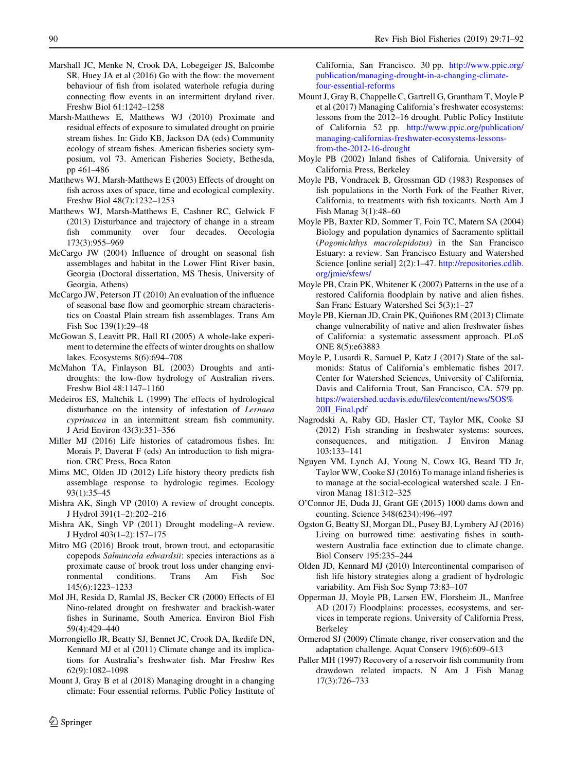Marshall JC, Menke N, Crook DA, Lobegeiger JS, Balcombe SR, Huey JA et al (2016) Go with the flow: the movement behaviour of fish from isolated waterhole refugia during connecting flow events in an intermittent dryland river. Freshw Biol 61:1242–1258

Marsh-Matthews E, Matthews WJ (2010) Proximate and residual effects of exposure to simulated drought on prairie stream fishes. In: Gido KB, Jackson DA (eds) Community ecology of stream fishes. American fisheries society symposium, vol 73. American Fisheries Society, Bethesda, pp 461–486

Matthews WJ, Marsh-Matthews E (2003) Effects of drought on fish across axes of space, time and ecological complexity. Freshw Biol 48(7):1232–1253

Matthews WJ, Marsh-Matthews E, Cashner RC, Gelwick F (2013) Disturbance and trajectory of change in a stream fish community over four decades. Oecologia 173(3):955–969

McCargo JW (2004) Influence of drought on seasonal fish assemblages and habitat in the Lower Flint River basin, Georgia (Doctoral dissertation, MS Thesis, University of Georgia, Athens)

McCargo JW, Peterson JT (2010) An evaluation of the influence of seasonal base flow and geomorphic stream characteristics on Coastal Plain stream fish assemblages. Trans Am Fish Soc 139(1):29–48

McGowan S, Leavitt PR, Hall RI (2005) A whole-lake experiment to determine the effects of winter droughts on shallow lakes. Ecosystems 8(6):694–708

McMahon TA, Finlayson BL (2003) Droughts and anti-droughts: the low-flow hydrology of Australian rivers. Freshw Biol 48:1147–1160

Medeiros ES, Maltchik L (1999) The effects of hydrological disturbance on the intensity of infestation of *Lernaea cyprinacea* in an intermittent stream fish community. J Arid Environ 43(3):351–356

Miller MJ (2016) Life histories of catadromous fishes. In: Morais P, Daverat F (eds) An introduction to fish migration. CRC Press, Boca Raton

Mims MC, Olden JD (2012) Life history theory predicts fish assemblage response to hydrologic regimes. Ecology 93(1):35–45

Mishra AK, Singh VP (2010) A review of drought concepts. J Hydrol 391(1–2):202–216

Mishra AK, Singh VP (2011) Drought modeling–A review. J Hydrol 403(1–2):157–175

Mitro MG (2016) Brook trout, brown trout, and ectoparasitic copepods *Salmincola edwardsii*: species interactions as a proximate cause of brook trout loss under changing environmental conditions. Trans Am Fish Soc 145(6):1223–1233

Mol JH, Resida D, Ramlal JS, Becker CR (2000) Effects of El Nino-related drought on freshwater and brackish-water fishes in Suriname, South America. Environ Biol Fish 59(4):429–440

Morrongiello JR, Beatty SJ, Bennet JC, Crook DA, Ikedife DN, Kennard MJ et al (2011) Climate change and its implications for Australia's freshwater fish. Mar Freshw Res 62(9):1082–1098

Mount J, Gray B et al (2018) Managing drought in a changing climate: Four essential reforms. Public Policy Institute of California, San Francisco. 30 pp. http://www.ppic.org/publication/managing-drought-in-a-changing-climate-four-essential-reforms

Mount J, Gray B, Chappelle C, Gartrell G, Grantham T, Moyle P et al (2017) Managing California's freshwater ecosystems: lessons from the 2012–16 drought. Public Policy Institute of California 52 pp. http://www.ppic.org/publication/managing-californias-freshwater-ecosystems-lessons-from-the-2012-16-drought

Moyle PB (2002) Inland fishes of California. University of California Press, Berkeley

Moyle PB, Vondracek B, Grossman GD (1983) Responses of fish populations in the North Fork of the Feather River, California, to treatments with fish toxicants. North Am J Fish Manag 3(1):48–60

Moyle PB, Baxter RD, Sommer T, Foin TC, Matern SA (2004) Biology and population dynamics of Sacramento splittail (*Pogonichthys macrolepidotus*) in the San Francisco Estuary: a review. San Francisco Estuary and Watershed Science [online serial] 2(2):1–47. http://repositories.cdlib.org/jmie/sfews/

Moyle PB, Crain PK, Whitener K (2007) Patterns in the use of a restored California floodplain by native and alien fishes. San Franc Estuary Watershed Sci 5(3):1–27

Moyle PB, Kiernan JD, Crain PK, Quiñones RM (2013) Climate change vulnerability of native and alien freshwater fishes of California: a systematic assessment approach. PLoS ONE 8(5):e63883

Moyle P, Lusardi R, Samuel P, Katz J (2017) State of the salmonids: Status of California's emblematic fishes 2017. Center for Watershed Sciences, University of California, Davis and California Trout, San Francisco, CA. 579 pp. https://watershed.ucdavis.edu/files/content/news/SOS%20II_Final.pdf

Nagrodski A, Raby GD, Hasler CT, Taylor MK, Cooke SJ (2012) Fish stranding in freshwater systems: sources, consequences, and mitigation. J Environ Manag 103:133–141

Nguyen VM, Lynch AJ, Young N, Cowx IG, Beard TD Jr, Taylor WW, Cooke SJ (2016) To manage inland fisheries is to manage at the social-ecological watershed scale. J Environ Manag 181:312–325

O'Connor JE, Duda JJ, Grant GE (2015) 1000 dams down and counting. Science 348(6234):496–497

Ogston G, Beatty SJ, Morgan DL, Pusey BJ, Lymbery AJ (2016) Living on burrowed time: aestivating fishes in south-western Australia face extinction due to climate change. Biol Conserv 195:235–244

Olden JD, Kennard MJ (2010) Intercontinental comparison of fish life history strategies along a gradient of hydrologic variability. Am Fish Soc Symp 73:83–107

Opperman JJ, Moyle PB, Larsen EW, Florsheim JL, Manfree AD (2017) Floodplains: processes, ecosystems, and services in temperate regions. University of California Press, Berkeley

Ormerod SJ (2009) Climate change, river conservation and the adaptation challenge. Aquat Conserv 19(6):609–613

Paller MH (1997) Recovery of a reservoir fish community from drawdown related impacts. N Am J Fish Manag 17(3):726–733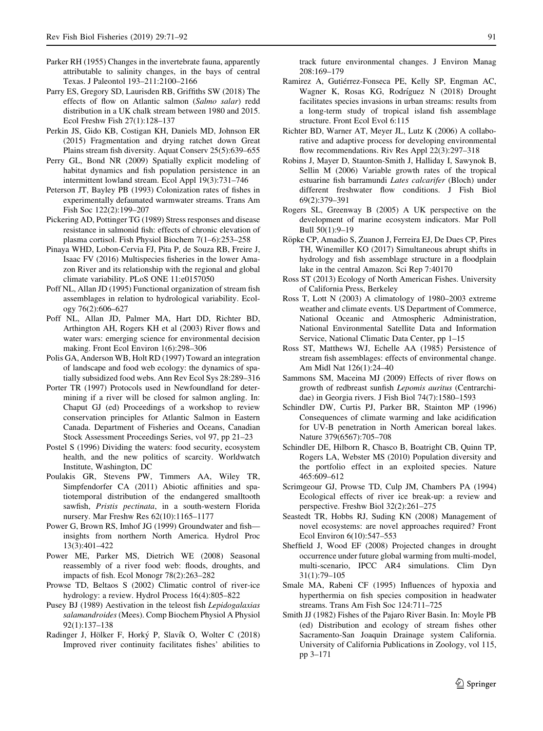Parker RH (1955) Changes in the invertebrate fauna, apparently attributable to salinity changes, in the bays of central Texas. J Paleontol 193–211:2100–2166

Parry ES, Gregory SD, Laurisden RB, Griffiths SW (2018) The effects of flow on Atlantic salmon (*Salmo salar*) redd distribution in a UK chalk stream between 1980 and 2015. Ecol Freshw Fish 27(1):128–137

Perkin JS, Gido KB, Costigan KH, Daniels MD, Johnson ER (2015) Fragmentation and drying ratchet down Great Plains stream fish diversity. Aquat Conserv 25(5):639–655

Perry GL, Bond NR (2009) Spatially explicit modeling of habitat dynamics and fish population persistence in an intermittent lowland stream. Ecol Appl 19(3):731–746

Peterson JT, Bayley PB (1993) Colonization rates of fishes in experimentally defaunated warmwater streams. Trans Am Fish Soc 122(2):199–207

Pickering AD, Pottinger TG (1989) Stress responses and disease resistance in salmonid fish: effects of chronic elevation of plasma cortisol. Fish Physiol Biochem 7(1–6):253–258

Pinaya WHD, Lobon-Cervia FJ, Pita P, de Souza RB, Freire J, Isaac FV (2016) Multispecies fisheries in the lower Amazon River and its relationship with the regional and global climate variability. PLoS ONE 11:e0157050

Poff NL, Allan JD (1995) Functional organization of stream fish assemblages in relation to hydrological variability. Ecology 76(2):606–627

Poff NL, Allan JD, Palmer MA, Hart DD, Richter BD, Arthington AH, Rogers KH et al (2003) River flows and water wars: emerging science for environmental decision making. Front Ecol Environ 1(6):298–306

Polis GA, Anderson WB, Holt RD (1997) Toward an integration of landscape and food web ecology: the dynamics of spatially subsidized food webs. Ann Rev Ecol Sys 28:289–316

Porter TR (1997) Protocols used in Newfoundland for determining if a river will be closed for salmon angling. In: Chaput GJ (ed) Proceedings of a workshop to review conservation principles for Atlantic Salmon in Eastern Canada. Department of Fisheries and Oceans, Canadian Stock Assessment Proceedings Series, vol 97, pp 21–23

Postel S (1996) Dividing the waters: food security, ecosystem health, and the new politics of scarcity. Worldwatch Institute, Washington, DC

Poulakis GR, Stevens PW, Timmers AA, Wiley TR, Simpfendorfer CA (2011) Abiotic affinities and spatiotemporal distribution of the endangered smalltooth sawfish, *Pristis pectinata*, in a south-western Florida nursery. Mar Freshw Res 62(10):1165–1177

Power G, Brown RS, Imhof JG (1999) Groundwater and fish—insights from northern North America. Hydrol Proc 13(3):401–422

Power ME, Parker MS, Dietrich WE (2008) Seasonal reassembly of a river food web: floods, droughts, and impacts of fish. Ecol Monogr 78(2):263–282

Prowse TD, Beltaos S (2002) Climatic control of river-ice hydrology: a review. Hydrol Process 16(4):805–822

Pusey BJ (1989) Aestivation in the teleost fish *Lepidogalaxias salamandroides* (Mees). Comp Biochem Physiol A Physiol 92(1):137–138

Radinger J, Hölker F, Horký P, Slavík O, Wolter C (2018) Improved river continuity facilitates fishes' abilities to track future environmental changes. J Environ Manag 208:169–179

Ramirez A, Gutiérrez-Fonseca PE, Kelly SP, Engman AC, Wagner K, Rosas KG, Rodríguez N (2018) Drought facilitates species invasions in urban streams: results from a long-term study of tropical island fish assemblage structure. Front Ecol Evol 6:115

Richter BD, Warner AT, Meyer JL, Lutz K (2006) A collaborative and adaptive process for developing environmental flow recommendations. Riv Res Appl 22(3):297–318

Robins J, Mayer D, Staunton-Smith J, Halliday I, Sawynok B, Sellin M (2006) Variable growth rates of the tropical estuarine fish barramundi *Lates calcarifer* (Bloch) under different freshwater flow conditions. J Fish Biol 69(2):379–391

Rogers SL, Greenway B (2005) A UK perspective on the development of marine ecosystem indicators. Mar Poll Bull 50(1):9–19

Röpke CP, Amadio S, Zuanon J, Ferreira EJ, De Dues CP, Pires TH, Winemiller KO (2017) Simultaneous abrupt shifts in hydrology and fish assemblage structure in a floodplain lake in the central Amazon. Sci Rep 7:40170

Ross ST (2013) Ecology of North American Fishes. University of California Press, Berkeley

Ross T, Lott N (2003) A climatology of 1980–2003 extreme weather and climate events. US Department of Commerce, National Oceanic and Atmospheric Administration, National Environmental Satellite Data and Information Service, National Climatic Data Center, pp 1–15

Ross ST, Matthews WJ, Echelle AA (1985) Persistence of stream fish assemblages: effects of environmental change. Am Midl Nat 126(1):24–40

Sammons SM, Maceina MJ (2009) Effects of river flows on growth of redbreast sunfish *Lepomis auritus* (Centrarchidae) in Georgia rivers. J Fish Biol 74(7):1580–1593

Schindler DW, Curtis PJ, Parker BR, Stainton MP (1996) Consequences of climate warming and lake acidification for UV-B penetration in North American boreal lakes. Nature 379(6567):705–708

Schindler DE, Hilborn R, Chasco B, Boatright CB, Quinn TP, Rogers LA, Webster MS (2010) Population diversity and the portfolio effect in an exploited species. Nature 465:609–612

Scrimgeour GJ, Prowse TD, Culp JM, Chambers PA (1994) Ecological effects of river ice break-up: a review and perspective. Freshw Biol 32(2):261–275

Seastedt TR, Hobbs RJ, Suding KN (2008) Management of novel ecosystems: are novel approaches required? Front Ecol Environ 6(10):547–553

Sheffield J, Wood EF (2008) Projected changes in drought occurrence under future global warming from multi-model, multi-scenario, IPCC AR4 simulations. Clim Dyn 31(1):79–105

Smale MA, Rabeni CF (1995) Influences of hypoxia and hyperthermia on fish species composition in headwater streams. Trans Am Fish Soc 124:711–725

Smith JJ (1982) Fishes of the Pajaro River Basin. In: Moyle PB (ed) Distribution and ecology of stream fishes other Sacramento-San Joaquin Drainage system California. University of California Publications in Zoology, vol 115, pp 3–171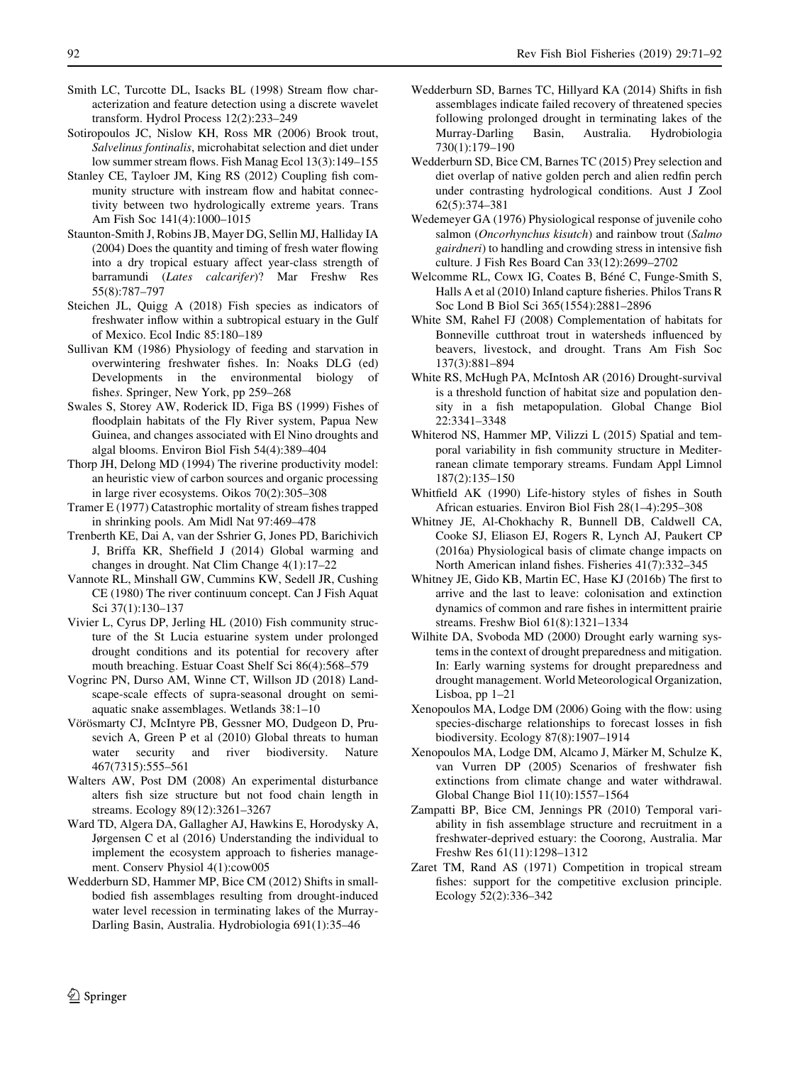Smith LC, Turcotte DL, Isacks BL (1998) Stream flow characterization and feature detection using a discrete wavelet transform. Hydrol Process 12(2):233–249

Sotiropoulos JC, Nislow KH, Ross MR (2006) Brook trout, *Salvelinus fontinalis*, microhabitat selection and diet under low summer stream flows. Fish Manag Ecol 13(3):149–155

Stanley CE, Tayloer JM, King RS (2012) Coupling fish community structure with instream flow and habitat connectivity between two hydrologically extreme years. Trans Am Fish Soc 141(4):1000–1015

Staunton-Smith J, Robins JB, Mayer DG, Sellin MJ, Halliday IA (2004) Does the quantity and timing of fresh water flowing into a dry tropical estuary affect year-class strength of barramundi (*Lates calcarifer*)? Mar Freshw Res 55(8):787–797

Steichen JL, Quigg A (2018) Fish species as indicators of freshwater inflow within a subtropical estuary in the Gulf of Mexico. Ecol Indic 85:180–189

Sullivan KM (1986) Physiology of feeding and starvation in overwintering freshwater fishes. In: Noaks DLG (ed) Developments in the environmental biology of fishe*s*. Springer, New York, pp 259–268

Swales S, Storey AW, Roderick ID, Figa BS (1999) Fishes of floodplain habitats of the Fly River system, Papua New Guinea, and changes associated with El Nino droughts and algal blooms. Environ Biol Fish 54(4):389–404

Thorp JH, Delong MD (1994) The riverine productivity model: an heuristic view of carbon sources and organic processing in large river ecosystems. Oikos 70(2):305–308

Tramer E (1977) Catastrophic mortality of stream fishes trapped in shrinking pools. Am Midl Nat 97:469–478

Trenberth KE, Dai A, van der Sshrier G, Jones PD, Barichivich J, Briffa KR, Sheffield J (2014) Global warming and changes in drought. Nat Clim Change 4(1):17–22

Vannote RL, Minshall GW, Cummins KW, Sedell JR, Cushing CE (1980) The river continuum concept. Can J Fish Aquat Sci 37(1):130–137

Vivier L, Cyrus DP, Jerling HL (2010) Fish community structure of the St Lucia estuarine system under prolonged drought conditions and its potential for recovery after mouth breaching. Estuar Coast Shelf Sci 86(4):568–579

Vogrinc PN, Durso AM, Winne CT, Willson JD (2018) Landscape-scale effects of supra-seasonal drought on semi-aquatic snake assemblages. Wetlands 38:1–10

Vörösmarty CJ, McIntyre PB, Gessner MO, Dudgeon D, Prusevich A, Green P et al (2010) Global threats to human water security and river biodiversity. Nature 467(7315):555–561

Walters AW, Post DM (2008) An experimental disturbance alters fish size structure but not food chain length in streams. Ecology 89(12):3261–3267

Ward TD, Algera DA, Gallagher AJ, Hawkins E, Horodysky A, Jørgensen C et al (2016) Understanding the individual to implement the ecosystem approach to fisheries management. Conserv Physiol 4(1):cow005

Wedderburn SD, Hammer MP, Bice CM (2012) Shifts in small-bodied fish assemblages resulting from drought-induced water level recession in terminating lakes of the Murray-Darling Basin, Australia. Hydrobiologia 691(1):35–46

Wedderburn SD, Barnes TC, Hillyard KA (2014) Shifts in fish assemblages indicate failed recovery of threatened species following prolonged drought in terminating lakes of the Murray-Darling Basin, Australia. Hydrobiologia 730(1):179–190

Wedderburn SD, Bice CM, Barnes TC (2015) Prey selection and diet overlap of native golden perch and alien redfin perch under contrasting hydrological conditions. Aust J Zool 62(5):374–381

Wedemeyer GA (1976) Physiological response of juvenile coho salmon (*Oncorhynchus kisutch*) and rainbow trout (*Salmo gairdneri*) to handling and crowding stress in intensive fish culture. J Fish Res Board Can 33(12):2699–2702

Welcomme RL, Cowx IG, Coates B, Béné C, Funge-Smith S, Halls A et al (2010) Inland capture fisheries. Philos Trans R Soc Lond B Biol Sci 365(1554):2881–2896

White SM, Rahel FJ (2008) Complementation of habitats for Bonneville cutthroat trout in watersheds influenced by beavers, livestock, and drought. Trans Am Fish Soc 137(3):881–894

White RS, McHugh PA, McIntosh AR (2016) Drought-survival is a threshold function of habitat size and population density in a fish metapopulation. Global Change Biol 22:3341–3348

Whiterod NS, Hammer MP, Vilizzi L (2015) Spatial and temporal variability in fish community structure in Mediterranean climate temporary streams. Fundam Appl Limnol 187(2):135–150

Whitfield AK (1990) Life-history styles of fishes in South African estuaries. Environ Biol Fish 28(1–4):295–308

Whitney JE, Al-Chokhachy R, Bunnell DB, Caldwell CA, Cooke SJ, Eliason EJ, Rogers R, Lynch AJ, Paukert CP (2016a) Physiological basis of climate change impacts on North American inland fishes. Fisheries 41(7):332–345

Whitney JE, Gido KB, Martin EC, Hase KJ (2016b) The first to arrive and the last to leave: colonisation and extinction dynamics of common and rare fishes in intermittent prairie streams. Freshw Biol 61(8):1321–1334

Wilhite DA, Svoboda MD (2000) Drought early warning systems in the context of drought preparedness and mitigation. In: Early warning systems for drought preparedness and drought management. World Meteorological Organization, Lisboa, pp 1–21

Xenopoulos MA, Lodge DM (2006) Going with the flow: using species-discharge relationships to forecast losses in fish biodiversity. Ecology 87(8):1907–1914

Xenopoulos MA, Lodge DM, Alcamo J, Märker M, Schulze K, van Vurren DP (2005) Scenarios of freshwater fish extinctions from climate change and water withdrawal. Global Change Biol 11(10):1557–1564

Zampatti BP, Bice CM, Jennings PR (2010) Temporal variability in fish assemblage structure and recruitment in a freshwater-deprived estuary: the Coorong, Australia. Mar Freshw Res 61(11):1298–1312

Zaret TM, Rand AS (1971) Competition in tropical stream fishes: support for the competitive exclusion principle. Ecology 52(2):336–342